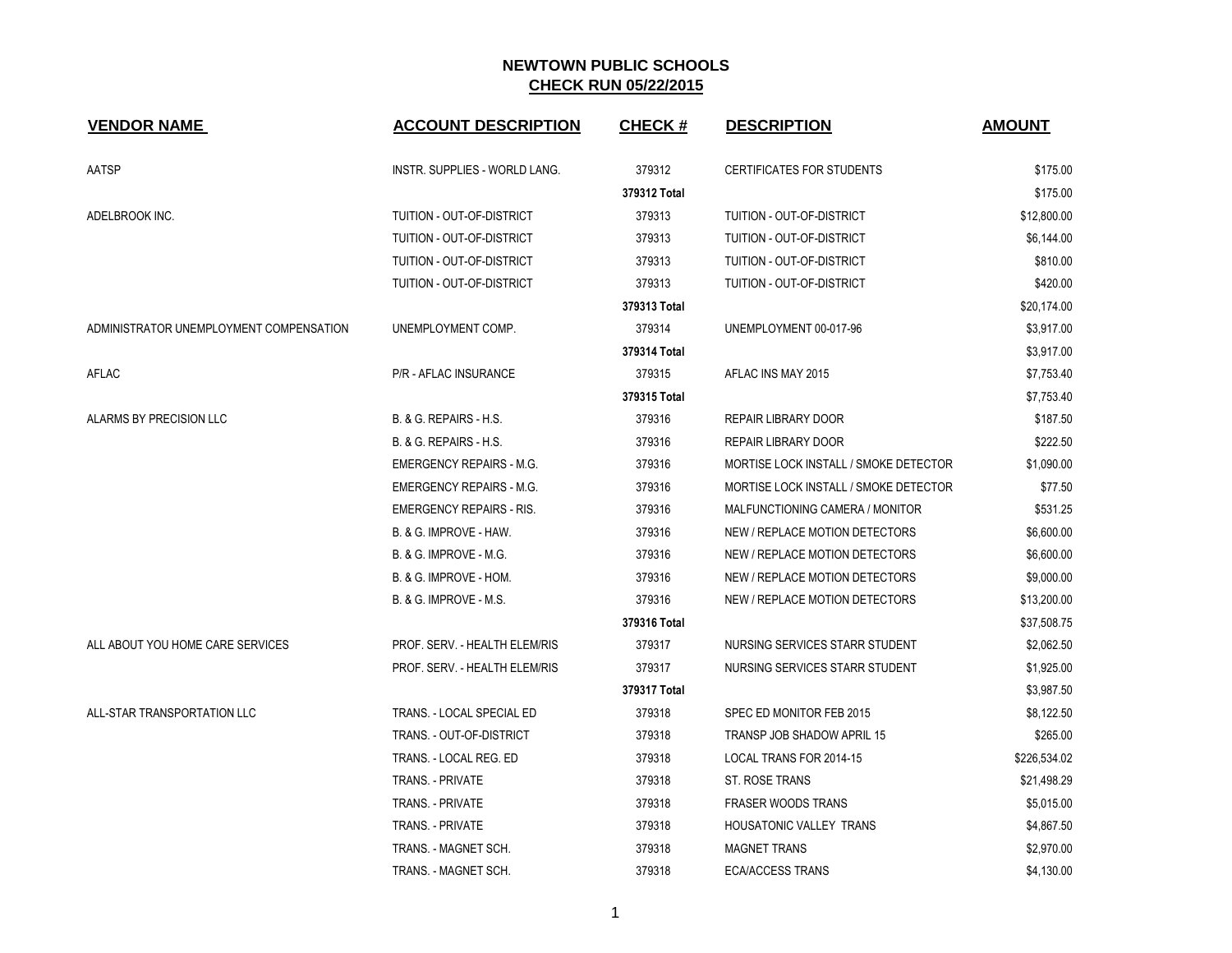# NEWTOWN PUBLIC SCHOOLS

## CHECK RUN 05/22/2015

| VENDOR NAME | ACCOUNT DESCRIPTION | CHECK # | DESCRIPTION | AMOUNT |
|---|---|---|---|---|
| AATSP | INSTR. SUPPLIES - WORLD LANG. | 379312 | CERTIFICATES FOR STUDENTS | $175.00 |
| | | 379312 Total | | $175.00 |
| ADELBROOK INC. | TUITION - OUT-OF-DISTRICT | 379313 | TUITION - OUT-OF-DISTRICT | $12,800.00 |
| | TUITION - OUT-OF-DISTRICT | 379313 | TUITION - OUT-OF-DISTRICT | $6,144.00 |
| | TUITION - OUT-OF-DISTRICT | 379313 | TUITION - OUT-OF-DISTRICT | $810.00 |
| | TUITION - OUT-OF-DISTRICT | 379313 | TUITION - OUT-OF-DISTRICT | $420.00 |
| | | 379313 Total | | $20,174.00 |
| ADMINISTRATOR UNEMPLOYMENT COMPENSATION | UNEMPLOYMENT COMP. | 379314 | UNEMPLOYMENT 00-017-96 | $3,917.00 |
| | | 379314 Total | | $3,917.00 |
| AFLAC | P/R - AFLAC INSURANCE | 379315 | AFLAC INS MAY 2015 | $7,753.40 |
| | | 379315 Total | | $7,753.40 |
| ALARMS BY PRECISION LLC | B. & G. REPAIRS - H.S. | 379316 | REPAIR LIBRARY DOOR | $187.50 |
| | B. & G. REPAIRS - H.S. | 379316 | REPAIR LIBRARY DOOR | $222.50 |
| | EMERGENCY REPAIRS - M.G. | 379316 | MORTISE LOCK INSTALL / SMOKE DETECTOR | $1,090.00 |
| | EMERGENCY REPAIRS - M.G. | 379316 | MORTISE LOCK INSTALL / SMOKE DETECTOR | $77.50 |
| | EMERGENCY REPAIRS - RIS. | 379316 | MALFUNCTIONING CAMERA / MONITOR | $531.25 |
| | B. & G. IMPROVE - HAW. | 379316 | NEW / REPLACE MOTION DETECTORS | $6,600.00 |
| | B. & G. IMPROVE - M.G. | 379316 | NEW / REPLACE MOTION DETECTORS | $6,600.00 |
| | B. & G. IMPROVE - HOM. | 379316 | NEW / REPLACE MOTION DETECTORS | $9,000.00 |
| | B. & G. IMPROVE - M.S. | 379316 | NEW / REPLACE MOTION DETECTORS | $13,200.00 |
| | | 379316 Total | | $37,508.75 |
| ALL ABOUT YOU HOME CARE SERVICES | PROF. SERV. - HEALTH ELEM/RIS | 379317 | NURSING SERVICES STARR STUDENT | $2,062.50 |
| | PROF. SERV. - HEALTH ELEM/RIS | 379317 | NURSING SERVICES STARR STUDENT | $1,925.00 |
| | | 379317 Total | | $3,987.50 |
| ALL-STAR TRANSPORTATION LLC | TRANS. - LOCAL SPECIAL ED | 379318 | SPEC ED MONITOR FEB 2015 | $8,122.50 |
| | TRANS. - OUT-OF-DISTRICT | 379318 | TRANSP JOB SHADOW APRIL 15 | $265.00 |
| | TRANS. - LOCAL REG. ED | 379318 | LOCAL TRANS FOR 2014-15 | $226,534.02 |
| | TRANS. - PRIVATE | 379318 | ST. ROSE TRANS | $21,498.29 |
| | TRANS. - PRIVATE | 379318 | FRASER WOODS TRANS | $5,015.00 |
| | TRANS. - PRIVATE | 379318 | HOUSATONIC VALLEY TRANS | $4,867.50 |
| | TRANS. - MAGNET SCH. | 379318 | MAGNET TRANS | $2,970.00 |
| | TRANS. - MAGNET SCH. | 379318 | ECA/ACCESS TRANS | $4,130.00 |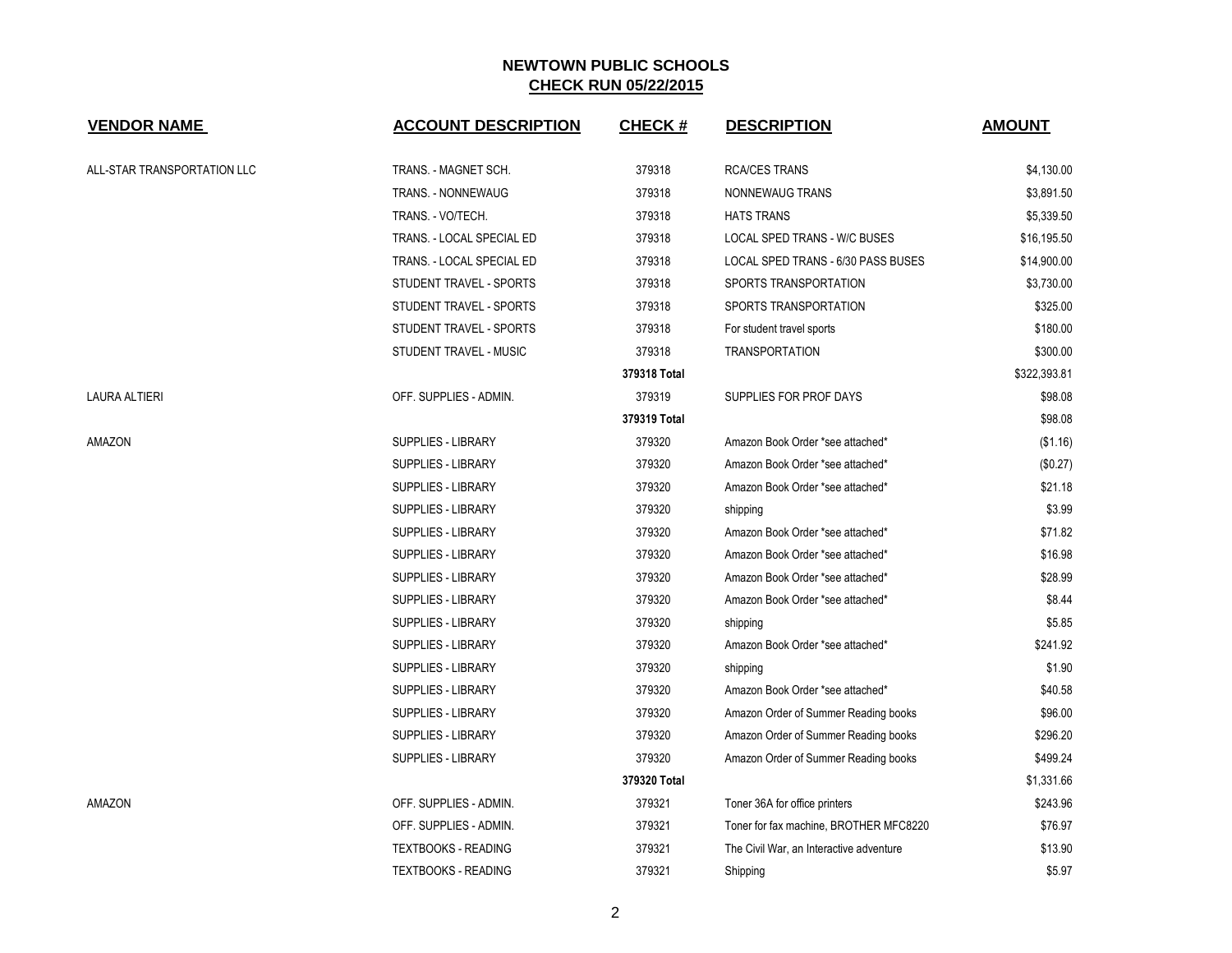# NEWTOWN PUBLIC SCHOOLS

## CHECK RUN 05/22/2015

| VENDOR NAME | ACCOUNT DESCRIPTION | CHECK # | DESCRIPTION | AMOUNT |
|---|---|---|---|---|
| ALL-STAR TRANSPORTATION LLC | TRANS. - MAGNET SCH. | 379318 | RCA/CES TRANS | $4,130.00 |
| | TRANS. - NONNEWAUG | 379318 | NONNEWAUG TRANS | $3,891.50 |
| | TRANS. - VO/TECH. | 379318 | HATS TRANS | $5,339.50 |
| | TRANS. - LOCAL SPECIAL ED | 379318 | LOCAL SPED TRANS - W/C BUSES | $16,195.50 |
| | TRANS. - LOCAL SPECIAL ED | 379318 | LOCAL SPED TRANS - 6/30 PASS BUSES | $14,900.00 |
| | STUDENT TRAVEL - SPORTS | 379318 | SPORTS TRANSPORTATION | $3,730.00 |
| | STUDENT TRAVEL - SPORTS | 379318 | SPORTS TRANSPORTATION | $325.00 |
| | STUDENT TRAVEL - SPORTS | 379318 | For student travel sports | $180.00 |
| | STUDENT TRAVEL - MUSIC | 379318 | TRANSPORTATION | $300.00 |
| | | **379318 Total** | | $322,393.81 |
| LAURA ALTIERI | OFF. SUPPLIES - ADMIN. | 379319 | SUPPLIES FOR PROF DAYS | $98.08 |
| | | **379319 Total** | | $98.08 |
| AMAZON | SUPPLIES - LIBRARY | 379320 | Amazon Book Order *see attached* | ($1.16) |
| | SUPPLIES - LIBRARY | 379320 | Amazon Book Order *see attached* | ($0.27) |
| | SUPPLIES - LIBRARY | 379320 | Amazon Book Order *see attached* | $21.18 |
| | SUPPLIES - LIBRARY | 379320 | shipping | $3.99 |
| | SUPPLIES - LIBRARY | 379320 | Amazon Book Order *see attached* | $71.82 |
| | SUPPLIES - LIBRARY | 379320 | Amazon Book Order *see attached* | $16.98 |
| | SUPPLIES - LIBRARY | 379320 | Amazon Book Order *see attached* | $28.99 |
| | SUPPLIES - LIBRARY | 379320 | Amazon Book Order *see attached* | $8.44 |
| | SUPPLIES - LIBRARY | 379320 | shipping | $5.85 |
| | SUPPLIES - LIBRARY | 379320 | Amazon Book Order *see attached* | $241.92 |
| | SUPPLIES - LIBRARY | 379320 | shipping | $1.90 |
| | SUPPLIES - LIBRARY | 379320 | Amazon Book Order *see attached* | $40.58 |
| | SUPPLIES - LIBRARY | 379320 | Amazon Order of Summer Reading books | $96.00 |
| | SUPPLIES - LIBRARY | 379320 | Amazon Order of Summer Reading books | $296.20 |
| | SUPPLIES - LIBRARY | 379320 | Amazon Order of Summer Reading books | $499.24 |
| | | **379320 Total** | | $1,331.66 |
| AMAZON | OFF. SUPPLIES - ADMIN. | 379321 | Toner 36A for office printers | $243.96 |
| | OFF. SUPPLIES - ADMIN. | 379321 | Toner for fax machine, BROTHER MFC8220 | $76.97 |
| | TEXTBOOKS - READING | 379321 | The Civil War, an Interactive adventure | $13.90 |
| | TEXTBOOKS - READING | 379321 | Shipping | $5.97 |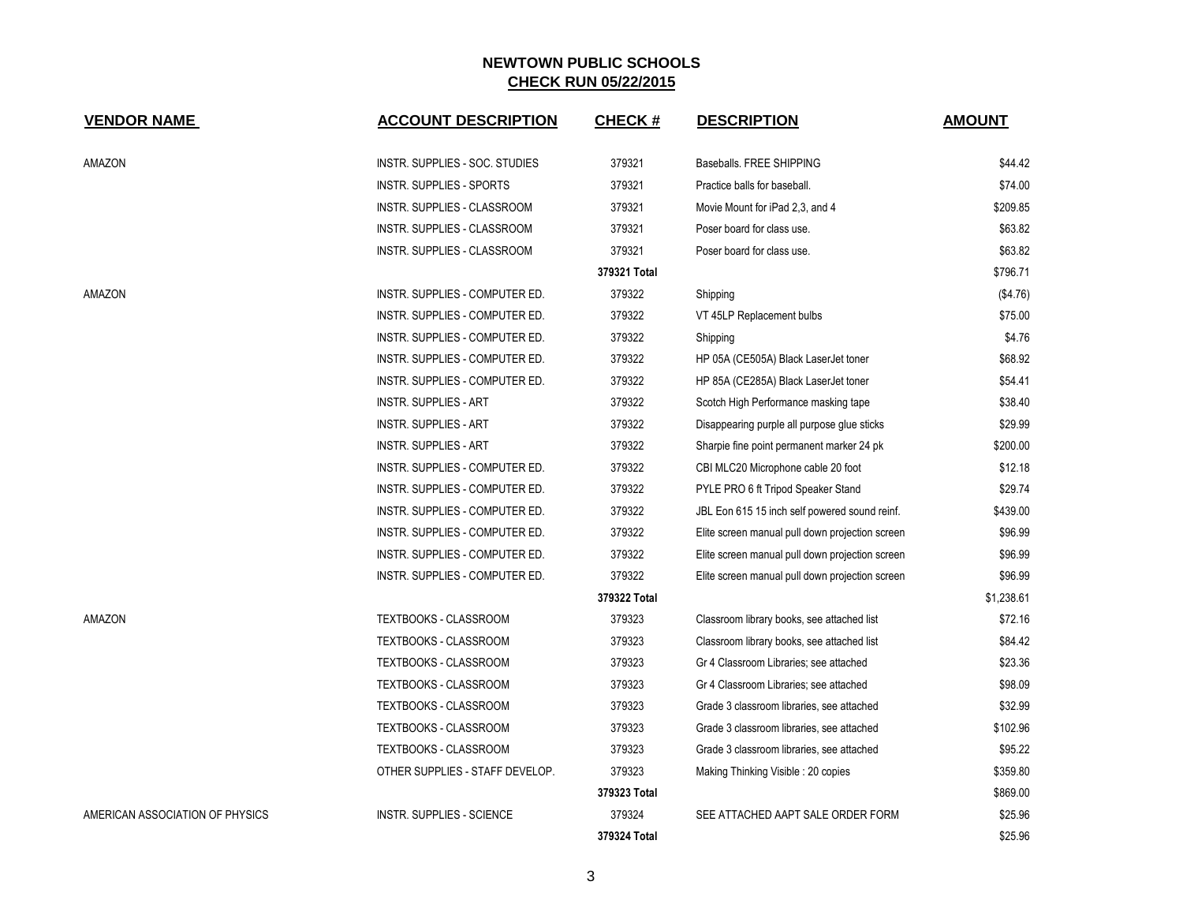# NEWTOWN PUBLIC SCHOOLS

## CHECK RUN 05/22/2015

| VENDOR NAME | ACCOUNT DESCRIPTION | CHECK # | DESCRIPTION | AMOUNT |
|---|---|---|---|---|
| AMAZON | INSTR. SUPPLIES - SOC. STUDIES | 379321 | Baseballs. FREE SHIPPING | $44.42 |
| | INSTR. SUPPLIES - SPORTS | 379321 | Practice balls for baseball. | $74.00 |
| | INSTR. SUPPLIES - CLASSROOM | 379321 | Movie Mount for iPad 2,3, and 4 | $209.85 |
| | INSTR. SUPPLIES - CLASSROOM | 379321 | Poser board for class use. | $63.82 |
| | INSTR. SUPPLIES - CLASSROOM | 379321 | Poser board for class use. | $63.82 |
| | | **379321 Total** | | $796.71 |
| AMAZON | INSTR. SUPPLIES - COMPUTER ED. | 379322 | Shipping | ($4.76) |
| | INSTR. SUPPLIES - COMPUTER ED. | 379322 | VT 45LP Replacement bulbs | $75.00 |
| | INSTR. SUPPLIES - COMPUTER ED. | 379322 | Shipping | $4.76 |
| | INSTR. SUPPLIES - COMPUTER ED. | 379322 | HP 05A (CE505A) Black LaserJet toner | $68.92 |
| | INSTR. SUPPLIES - COMPUTER ED. | 379322 | HP 85A (CE285A) Black LaserJet toner | $54.41 |
| | INSTR. SUPPLIES - ART | 379322 | Scotch High Performance masking tape | $38.40 |
| | INSTR. SUPPLIES - ART | 379322 | Disappearing purple all purpose glue sticks | $29.99 |
| | INSTR. SUPPLIES - ART | 379322 | Sharpie fine point permanent marker 24 pk | $200.00 |
| | INSTR. SUPPLIES - COMPUTER ED. | 379322 | CBI MLC20 Microphone cable 20 foot | $12.18 |
| | INSTR. SUPPLIES - COMPUTER ED. | 379322 | PYLE PRO 6 ft Tripod Speaker Stand | $29.74 |
| | INSTR. SUPPLIES - COMPUTER ED. | 379322 | JBL Eon 615 15 inch self powered sound reinf. | $439.00 |
| | INSTR. SUPPLIES - COMPUTER ED. | 379322 | Elite screen manual pull down projection screen | $96.99 |
| | INSTR. SUPPLIES - COMPUTER ED. | 379322 | Elite screen manual pull down projection screen | $96.99 |
| | INSTR. SUPPLIES - COMPUTER ED. | 379322 | Elite screen manual pull down projection screen | $96.99 |
| | | **379322 Total** | | $1,238.61 |
| AMAZON | TEXTBOOKS - CLASSROOM | 379323 | Classroom library books, see attached list | $72.16 |
| | TEXTBOOKS - CLASSROOM | 379323 | Classroom library books, see attached list | $84.42 |
| | TEXTBOOKS - CLASSROOM | 379323 | Gr 4 Classroom Libraries; see attached | $23.36 |
| | TEXTBOOKS - CLASSROOM | 379323 | Gr 4 Classroom Libraries; see attached | $98.09 |
| | TEXTBOOKS - CLASSROOM | 379323 | Grade 3 classroom libraries, see attached | $32.99 |
| | TEXTBOOKS - CLASSROOM | 379323 | Grade 3 classroom libraries, see attached | $102.96 |
| | TEXTBOOKS - CLASSROOM | 379323 | Grade 3 classroom libraries, see attached | $95.22 |
| | OTHER SUPPLIES - STAFF DEVELOP. | 379323 | Making Thinking Visible : 20 copies | $359.80 |
| | | **379323 Total** | | $869.00 |
| AMERICAN ASSOCIATION OF PHYSICS | INSTR. SUPPLIES - SCIENCE | 379324 | SEE ATTACHED AAPT SALE ORDER FORM | $25.96 |
| | | **379324 Total** | | $25.96 |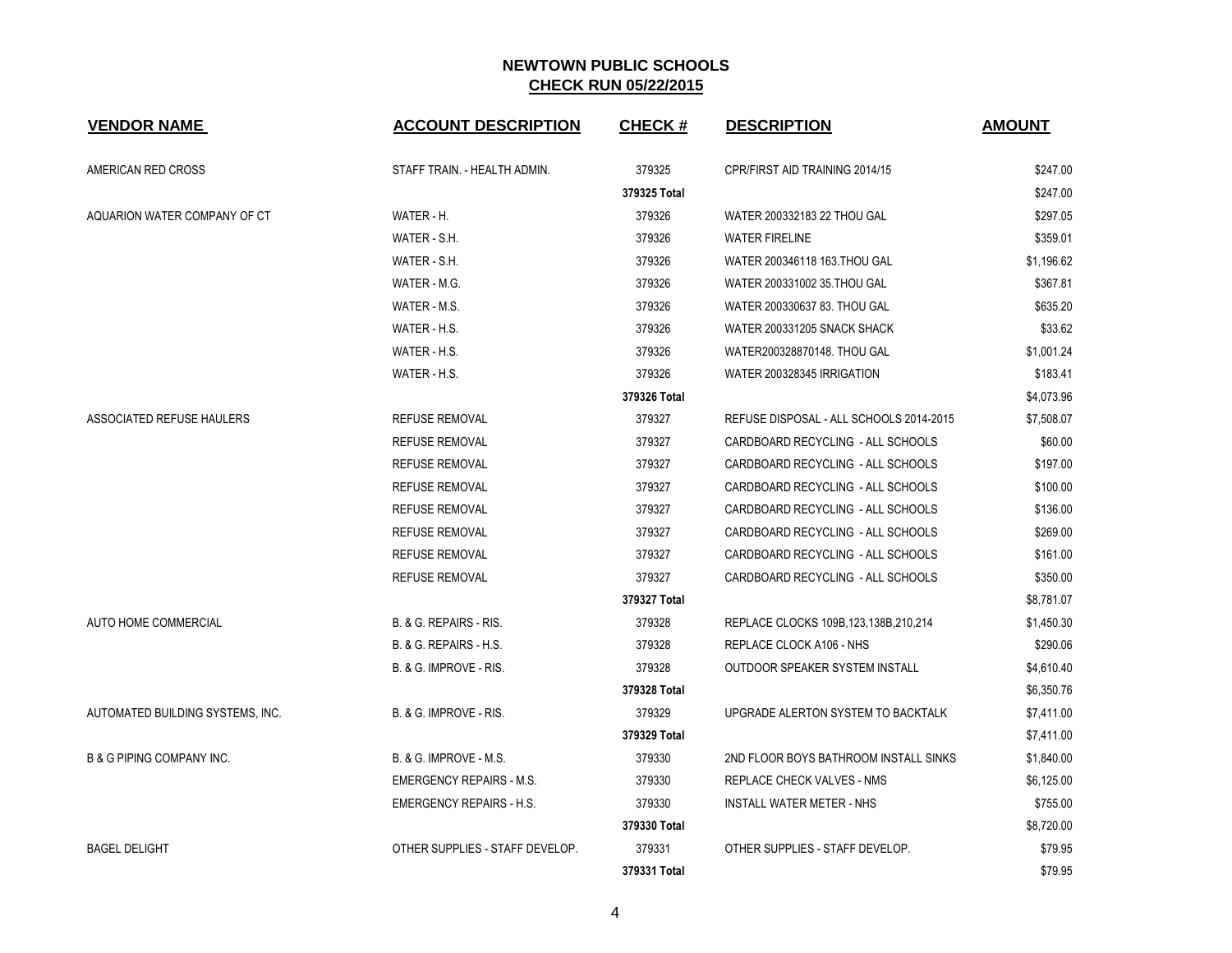## NEWTOWN PUBLIC SCHOOLS
## CHECK RUN 05/22/2015

| VENDOR NAME | ACCOUNT DESCRIPTION | CHECK # | DESCRIPTION | AMOUNT |
|---|---|---|---|---|
| AMERICAN RED CROSS | STAFF TRAIN. - HEALTH ADMIN. | 379325 | CPR/FIRST AID TRAINING 2014/15 | $247.00 |
| | | **379325 Total** | | $247.00 |
| AQUARION WATER COMPANY OF CT | WATER - H. | 379326 | WATER 200332183 22 THOU GAL | $297.05 |
| | WATER - S.H. | 379326 | WATER FIRELINE | $359.01 |
| | WATER - S.H. | 379326 | WATER 200346118 163.THOU GAL | $1,196.62 |
| | WATER - M.G. | 379326 | WATER 200331002 35.THOU GAL | $367.81 |
| | WATER - M.S. | 379326 | WATER 200330637 83. THOU GAL | $635.20 |
| | WATER - H.S. | 379326 | WATER 200331205 SNACK SHACK | $33.62 |
| | WATER - H.S. | 379326 | WATER200328870148. THOU GAL | $1,001.24 |
| | WATER - H.S. | 379326 | WATER 200328345 IRRIGATION | $183.41 |
| | | **379326 Total** | | $4,073.96 |
| ASSOCIATED REFUSE HAULERS | REFUSE REMOVAL | 379327 | REFUSE DISPOSAL - ALL SCHOOLS 2014-2015 | $7,508.07 |
| | REFUSE REMOVAL | 379327 | CARDBOARD RECYCLING - ALL SCHOOLS | $60.00 |
| | REFUSE REMOVAL | 379327 | CARDBOARD RECYCLING - ALL SCHOOLS | $197.00 |
| | REFUSE REMOVAL | 379327 | CARDBOARD RECYCLING - ALL SCHOOLS | $100.00 |
| | REFUSE REMOVAL | 379327 | CARDBOARD RECYCLING - ALL SCHOOLS | $136.00 |
| | REFUSE REMOVAL | 379327 | CARDBOARD RECYCLING - ALL SCHOOLS | $269.00 |
| | REFUSE REMOVAL | 379327 | CARDBOARD RECYCLING - ALL SCHOOLS | $161.00 |
| | REFUSE REMOVAL | 379327 | CARDBOARD RECYCLING - ALL SCHOOLS | $350.00 |
| | | **379327 Total** | | $8,781.07 |
| AUTO HOME COMMERCIAL | B. & G. REPAIRS - RIS. | 379328 | REPLACE CLOCKS 109B,123,138B,210,214 | $1,450.30 |
| | B. & G. REPAIRS - H.S. | 379328 | REPLACE CLOCK A106 - NHS | $290.06 |
| | B. & G. IMPROVE - RIS. | 379328 | OUTDOOR SPEAKER SYSTEM INSTALL | $4,610.40 |
| | | **379328 Total** | | $6,350.76 |
| AUTOMATED BUILDING SYSTEMS, INC. | B. & G. IMPROVE - RIS. | 379329 | UPGRADE ALERTON SYSTEM TO BACKTALK | $7,411.00 |
| | | **379329 Total** | | $7,411.00 |
| B & G PIPING COMPANY INC. | B. & G. IMPROVE - M.S. | 379330 | 2ND FLOOR BOYS BATHROOM INSTALL SINKS | $1,840.00 |
| | EMERGENCY REPAIRS - M.S. | 379330 | REPLACE CHECK VALVES - NMS | $6,125.00 |
| | EMERGENCY REPAIRS - H.S. | 379330 | INSTALL WATER METER - NHS | $755.00 |
| | | **379330 Total** | | $8,720.00 |
| BAGEL DELIGHT | OTHER SUPPLIES - STAFF DEVELOP. | 379331 | OTHER SUPPLIES - STAFF DEVELOP. | $79.95 |
| | | **379331 Total** | | $79.95 |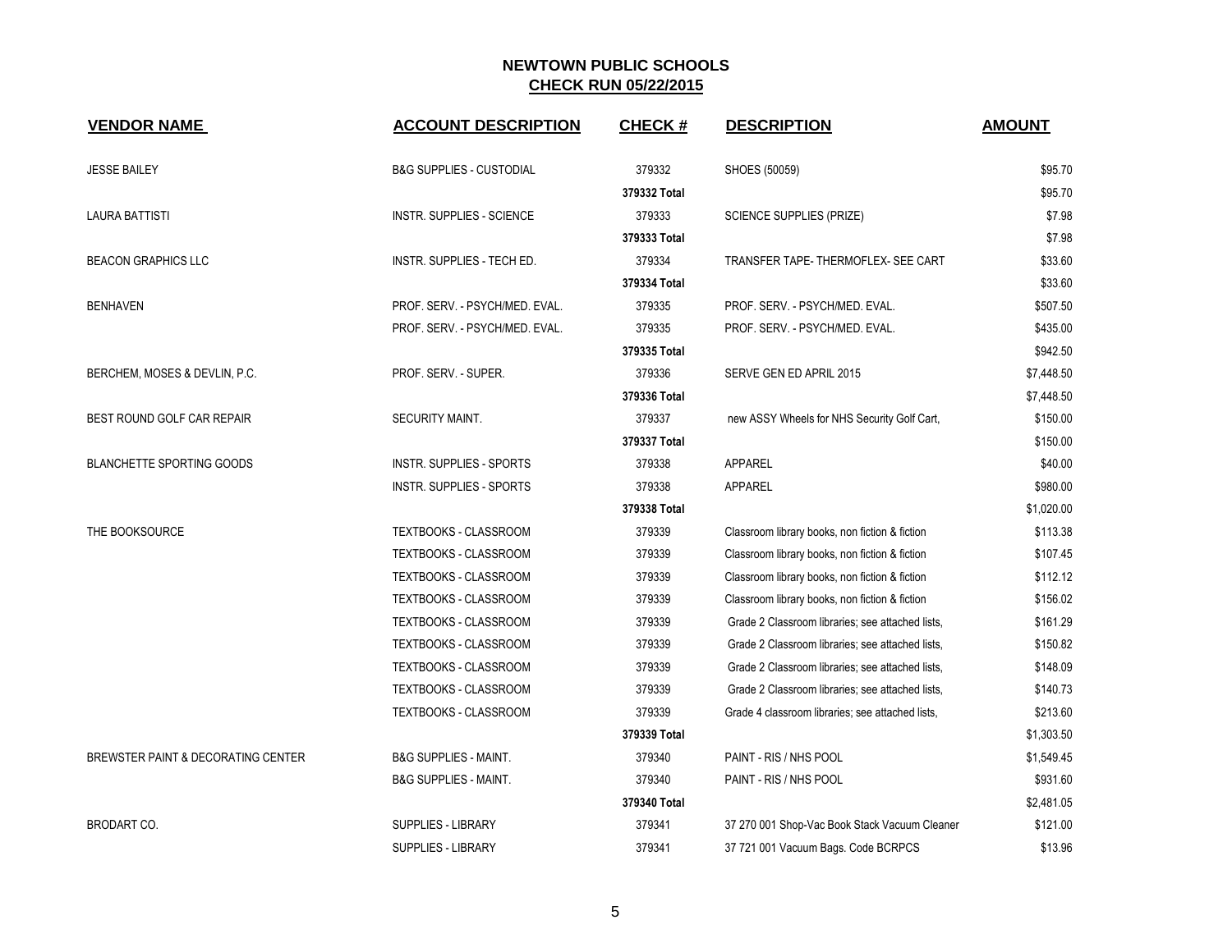## NEWTOWN PUBLIC SCHOOLS
## CHECK RUN 05/22/2015

| VENDOR NAME | ACCOUNT DESCRIPTION | CHECK # | DESCRIPTION | AMOUNT |
|---|---|---|---|---|
| JESSE BAILEY | B&G SUPPLIES - CUSTODIAL | 379332 | SHOES (50059) | $95.70 |
| | | **379332 Total** | | $95.70 |
| LAURA BATTISTI | INSTR. SUPPLIES - SCIENCE | 379333 | SCIENCE SUPPLIES (PRIZE) | $7.98 |
| | | **379333 Total** | | $7.98 |
| BEACON GRAPHICS LLC | INSTR. SUPPLIES - TECH ED. | 379334 | TRANSFER TAPE- THERMOFLEX- SEE CART | $33.60 |
| | | **379334 Total** | | $33.60 |
| BENHAVEN | PROF. SERV. - PSYCH/MED. EVAL. | 379335 | PROF. SERV. - PSYCH/MED. EVAL. | $507.50 |
| | PROF. SERV. - PSYCH/MED. EVAL. | 379335 | PROF. SERV. - PSYCH/MED. EVAL. | $435.00 |
| | | **379335 Total** | | $942.50 |
| BERCHEM, MOSES & DEVLIN, P.C. | PROF. SERV. - SUPER. | 379336 | SERVE GEN ED APRIL 2015 | $7,448.50 |
| | | **379336 Total** | | $7,448.50 |
| BEST ROUND GOLF CAR REPAIR | SECURITY MAINT. | 379337 | new ASSY Wheels for NHS Security Golf Cart, | $150.00 |
| | | **379337 Total** | | $150.00 |
| BLANCHETTE SPORTING GOODS | INSTR. SUPPLIES - SPORTS | 379338 | APPAREL | $40.00 |
| | INSTR. SUPPLIES - SPORTS | 379338 | APPAREL | $980.00 |
| | | **379338 Total** | | $1,020.00 |
| THE BOOKSOURCE | TEXTBOOKS - CLASSROOM | 379339 | Classroom library books, non fiction & fiction | $113.38 |
| | TEXTBOOKS - CLASSROOM | 379339 | Classroom library books, non fiction & fiction | $107.45 |
| | TEXTBOOKS - CLASSROOM | 379339 | Classroom library books, non fiction & fiction | $112.12 |
| | TEXTBOOKS - CLASSROOM | 379339 | Classroom library books, non fiction & fiction | $156.02 |
| | TEXTBOOKS - CLASSROOM | 379339 | Grade 2 Classroom libraries; see attached lists, | $161.29 |
| | TEXTBOOKS - CLASSROOM | 379339 | Grade 2 Classroom libraries; see attached lists, | $150.82 |
| | TEXTBOOKS - CLASSROOM | 379339 | Grade 2 Classroom libraries; see attached lists, | $148.09 |
| | TEXTBOOKS - CLASSROOM | 379339 | Grade 2 Classroom libraries; see attached lists, | $140.73 |
| | TEXTBOOKS - CLASSROOM | 379339 | Grade 4 classroom libraries; see attached lists, | $213.60 |
| | | **379339 Total** | | $1,303.50 |
| BREWSTER PAINT & DECORATING CENTER | B&G SUPPLIES - MAINT. | 379340 | PAINT - RIS / NHS POOL | $1,549.45 |
| | B&G SUPPLIES - MAINT. | 379340 | PAINT - RIS / NHS POOL | $931.60 |
| | | **379340 Total** | | $2,481.05 |
| BRODART CO. | SUPPLIES - LIBRARY | 379341 | 37 270 001 Shop-Vac Book Stack Vacuum Cleaner | $121.00 |
| | SUPPLIES - LIBRARY | 379341 | 37 721 001 Vacuum Bags. Code BCRPCS | $13.96 |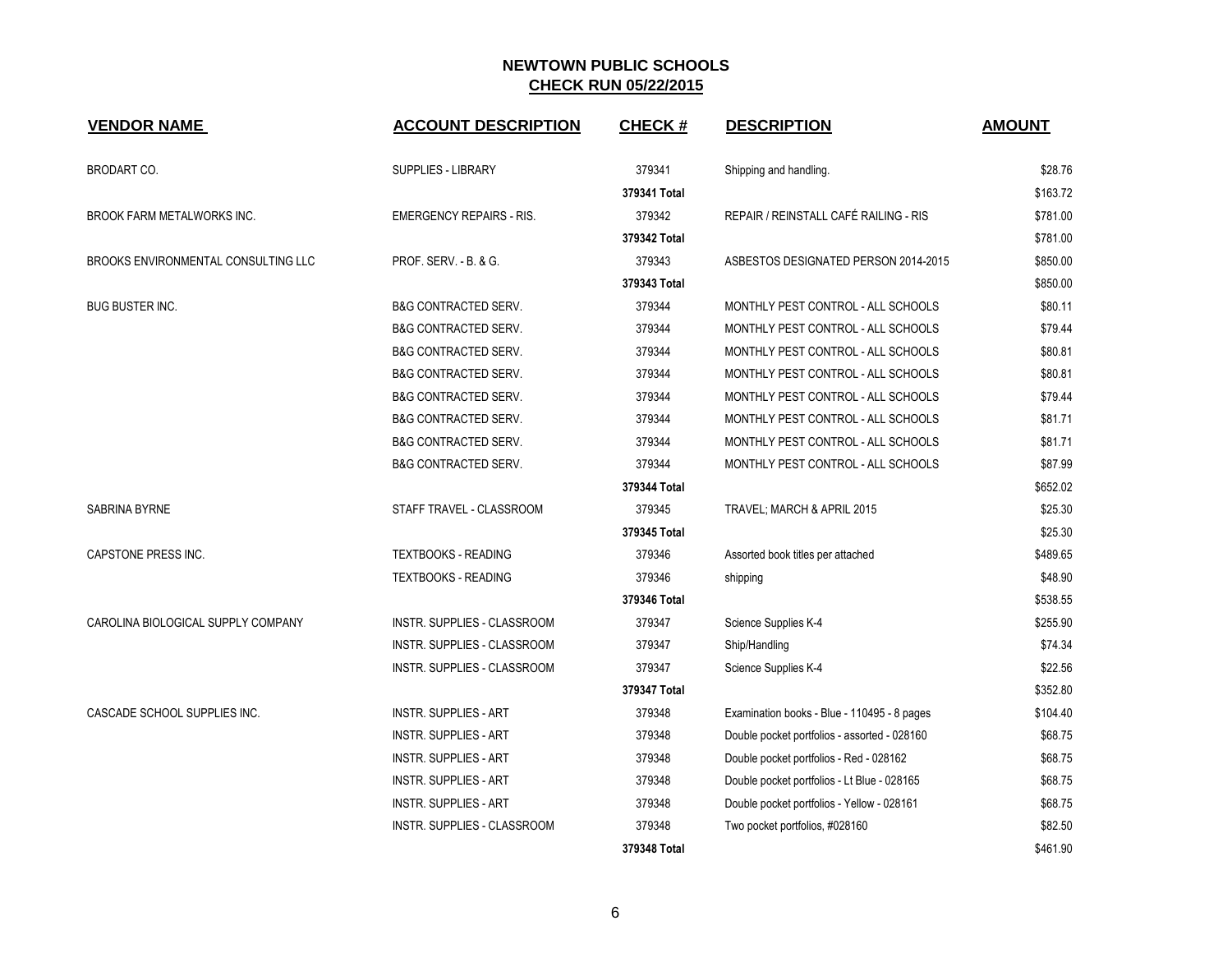# NEWTOWN PUBLIC SCHOOLS

## CHECK RUN 05/22/2015

| VENDOR NAME | ACCOUNT DESCRIPTION | CHECK # | DESCRIPTION | AMOUNT |
|---|---|---|---|---|
| BRODART CO. | SUPPLIES - LIBRARY | 379341 | Shipping and handling. | $28.76 |
| | | **379341 Total** | | $163.72 |
| BROOK FARM METALWORKS INC. | EMERGENCY REPAIRS - RIS. | 379342 | REPAIR / REINSTALL CAFÉ RAILING - RIS | $781.00 |
| | | **379342 Total** | | $781.00 |
| BROOKS ENVIRONMENTAL CONSULTING LLC | PROF. SERV. - B. & G. | 379343 | ASBESTOS DESIGNATED PERSON 2014-2015 | $850.00 |
| | | **379343 Total** | | $850.00 |
| BUG BUSTER INC. | B&G CONTRACTED SERV. | 379344 | MONTHLY PEST CONTROL - ALL SCHOOLS | $80.11 |
| | B&G CONTRACTED SERV. | 379344 | MONTHLY PEST CONTROL - ALL SCHOOLS | $79.44 |
| | B&G CONTRACTED SERV. | 379344 | MONTHLY PEST CONTROL - ALL SCHOOLS | $80.81 |
| | B&G CONTRACTED SERV. | 379344 | MONTHLY PEST CONTROL - ALL SCHOOLS | $80.81 |
| | B&G CONTRACTED SERV. | 379344 | MONTHLY PEST CONTROL - ALL SCHOOLS | $79.44 |
| | B&G CONTRACTED SERV. | 379344 | MONTHLY PEST CONTROL - ALL SCHOOLS | $81.71 |
| | B&G CONTRACTED SERV. | 379344 | MONTHLY PEST CONTROL - ALL SCHOOLS | $81.71 |
| | B&G CONTRACTED SERV. | 379344 | MONTHLY PEST CONTROL - ALL SCHOOLS | $87.99 |
| | | **379344 Total** | | $652.02 |
| SABRINA BYRNE | STAFF TRAVEL - CLASSROOM | 379345 | TRAVEL; MARCH & APRIL 2015 | $25.30 |
| | | **379345 Total** | | $25.30 |
| CAPSTONE PRESS INC. | TEXTBOOKS - READING | 379346 | Assorted book titles per attached | $489.65 |
| | TEXTBOOKS - READING | 379346 | shipping | $48.90 |
| | | **379346 Total** | | $538.55 |
| CAROLINA BIOLOGICAL SUPPLY COMPANY | INSTR. SUPPLIES - CLASSROOM | 379347 | Science Supplies K-4 | $255.90 |
| | INSTR. SUPPLIES - CLASSROOM | 379347 | Ship/Handling | $74.34 |
| | INSTR. SUPPLIES - CLASSROOM | 379347 | Science Supplies K-4 | $22.56 |
| | | **379347 Total** | | $352.80 |
| CASCADE SCHOOL SUPPLIES INC. | INSTR. SUPPLIES - ART | 379348 | Examination books - Blue - 110495 - 8 pages | $104.40 |
| | INSTR. SUPPLIES - ART | 379348 | Double pocket portfolios - assorted - 028160 | $68.75 |
| | INSTR. SUPPLIES - ART | 379348 | Double pocket portfolios - Red - 028162 | $68.75 |
| | INSTR. SUPPLIES - ART | 379348 | Double pocket portfolios - Lt Blue - 028165 | $68.75 |
| | INSTR. SUPPLIES - ART | 379348 | Double pocket portfolios - Yellow - 028161 | $68.75 |
| | INSTR. SUPPLIES - CLASSROOM | 379348 | Two pocket portfolios, #028160 | $82.50 |
| | | **379348 Total** | | $461.90 |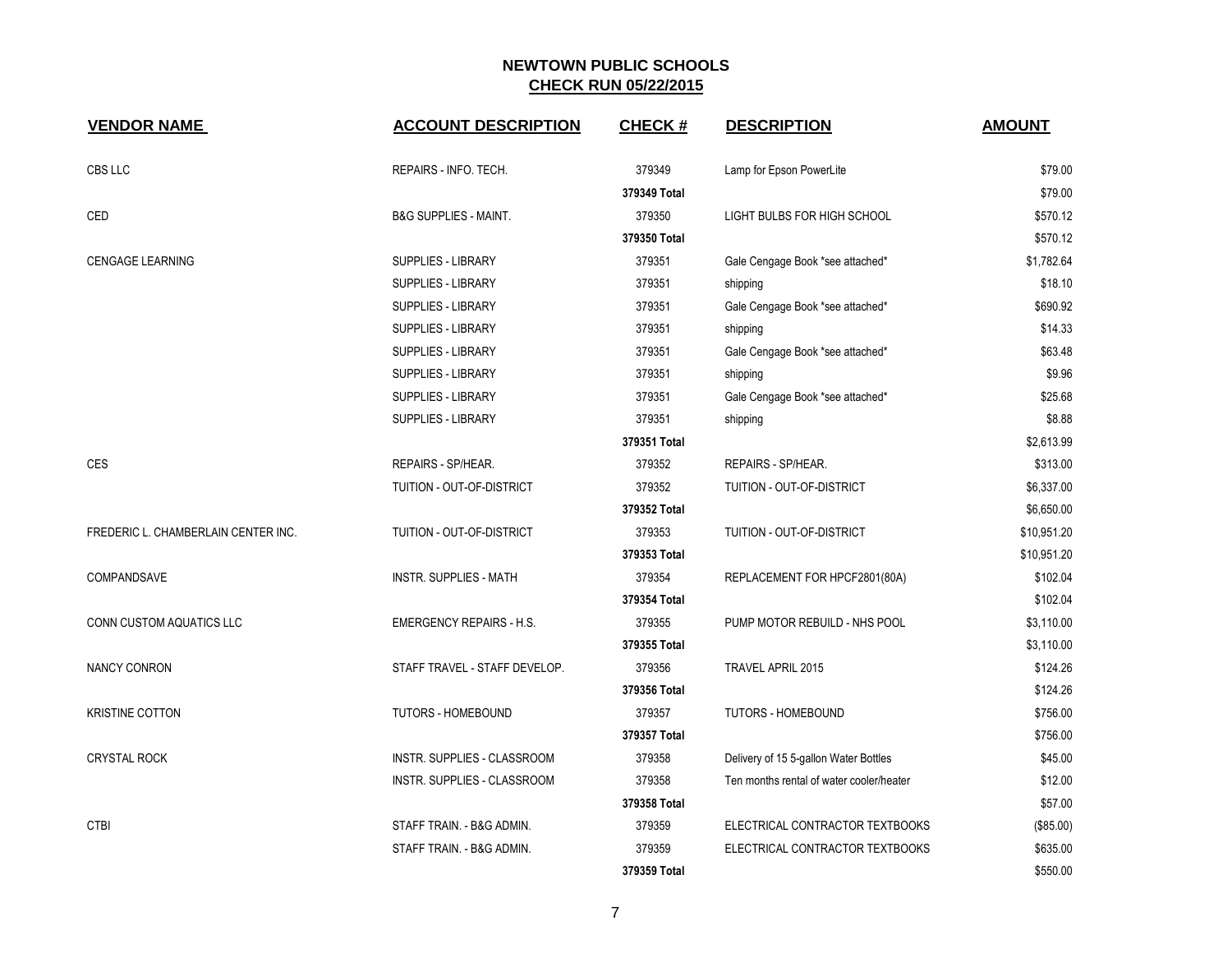# NEWTOWN PUBLIC SCHOOLS

## CHECK RUN 05/22/2015

| VENDOR NAME | ACCOUNT DESCRIPTION | CHECK # | DESCRIPTION | AMOUNT |
|---|---|---|---|---|
| CBS LLC | REPAIRS - INFO. TECH. | 379349 | Lamp for Epson PowerLite | $79.00 |
| | | **379349 Total** | | $79.00 |
| CED | B&G SUPPLIES - MAINT. | 379350 | LIGHT BULBS FOR HIGH SCHOOL | $570.12 |
| | | **379350 Total** | | $570.12 |
| CENGAGE LEARNING | SUPPLIES - LIBRARY | 379351 | Gale Cengage Book *see attached* | $1,782.64 |
| | SUPPLIES - LIBRARY | 379351 | shipping | $18.10 |
| | SUPPLIES - LIBRARY | 379351 | Gale Cengage Book *see attached* | $690.92 |
| | SUPPLIES - LIBRARY | 379351 | shipping | $14.33 |
| | SUPPLIES - LIBRARY | 379351 | Gale Cengage Book *see attached* | $63.48 |
| | SUPPLIES - LIBRARY | 379351 | shipping | $9.96 |
| | SUPPLIES - LIBRARY | 379351 | Gale Cengage Book *see attached* | $25.68 |
| | SUPPLIES - LIBRARY | 379351 | shipping | $8.88 |
| | | **379351 Total** | | $2,613.99 |
| CES | REPAIRS - SP/HEAR. | 379352 | REPAIRS - SP/HEAR. | $313.00 |
| | TUITION - OUT-OF-DISTRICT | 379352 | TUITION - OUT-OF-DISTRICT | $6,337.00 |
| | | **379352 Total** | | $6,650.00 |
| FREDERIC L. CHAMBERLAIN CENTER INC. | TUITION - OUT-OF-DISTRICT | 379353 | TUITION - OUT-OF-DISTRICT | $10,951.20 |
| | | **379353 Total** | | $10,951.20 |
| COMPANDSAVE | INSTR. SUPPLIES - MATH | 379354 | REPLACEMENT FOR HPCF2801(80A) | $102.04 |
| | | **379354 Total** | | $102.04 |
| CONN CUSTOM AQUATICS LLC | EMERGENCY REPAIRS - H.S. | 379355 | PUMP MOTOR REBUILD - NHS POOL | $3,110.00 |
| | | **379355 Total** | | $3,110.00 |
| NANCY CONRON | STAFF TRAVEL - STAFF DEVELOP. | 379356 | TRAVEL APRIL 2015 | $124.26 |
| | | **379356 Total** | | $124.26 |
| KRISTINE COTTON | TUTORS - HOMEBOUND | 379357 | TUTORS - HOMEBOUND | $756.00 |
| | | **379357 Total** | | $756.00 |
| CRYSTAL ROCK | INSTR. SUPPLIES - CLASSROOM | 379358 | Delivery of 15 5-gallon Water Bottles | $45.00 |
| | INSTR. SUPPLIES - CLASSROOM | 379358 | Ten months rental of water cooler/heater | $12.00 |
| | | **379358 Total** | | $57.00 |
| CTBI | STAFF TRAIN. - B&G ADMIN. | 379359 | ELECTRICAL CONTRACTOR TEXTBOOKS | ($85.00) |
| | STAFF TRAIN. - B&G ADMIN. | 379359 | ELECTRICAL CONTRACTOR TEXTBOOKS | $635.00 |
| | | **379359 Total** | | $550.00 |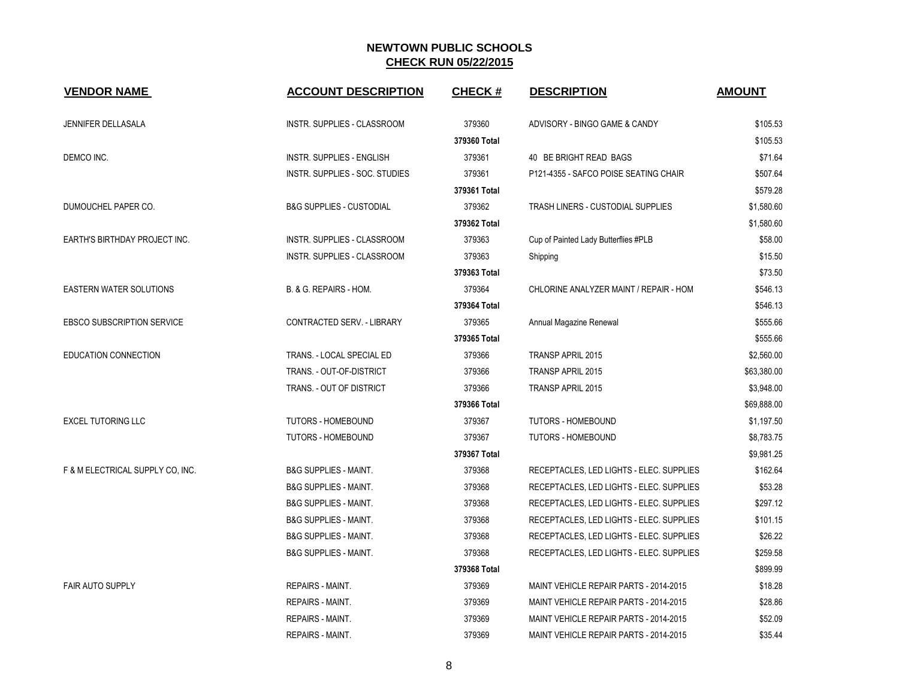# NEWTOWN PUBLIC SCHOOLS
## CHECK RUN 05/22/2015

| VENDOR NAME | ACCOUNT DESCRIPTION | CHECK # | DESCRIPTION | AMOUNT |
|---|---|---|---|---|
| JENNIFER DELLASALA | INSTR. SUPPLIES - CLASSROOM | 379360 | ADVISORY - BINGO GAME & CANDY | $105.53 |
| | | **379360 Total** | | $105.53 |
| DEMCO INC. | INSTR. SUPPLIES - ENGLISH | 379361 | 40 BE BRIGHT READ BAGS | $71.64 |
| | INSTR. SUPPLIES - SOC. STUDIES | 379361 | P121-4355 - SAFCO POISE SEATING CHAIR | $507.64 |
| | | **379361 Total** | | $579.28 |
| DUMOUCHEL PAPER CO. | B&G SUPPLIES - CUSTODIAL | 379362 | TRASH LINERS - CUSTODIAL SUPPLIES | $1,580.60 |
| | | **379362 Total** | | $1,580.60 |
| EARTH'S BIRTHDAY PROJECT INC. | INSTR. SUPPLIES - CLASSROOM | 379363 | Cup of Painted Lady Butterflies #PLB | $58.00 |
| | INSTR. SUPPLIES - CLASSROOM | 379363 | Shipping | $15.50 |
| | | **379363 Total** | | $73.50 |
| EASTERN WATER SOLUTIONS | B. & G. REPAIRS - HOM. | 379364 | CHLORINE ANALYZER MAINT / REPAIR - HOM | $546.13 |
| | | **379364 Total** | | $546.13 |
| EBSCO SUBSCRIPTION SERVICE | CONTRACTED SERV. - LIBRARY | 379365 | Annual Magazine Renewal | $555.66 |
| | | **379365 Total** | | $555.66 |
| EDUCATION CONNECTION | TRANS. - LOCAL SPECIAL ED | 379366 | TRANSP APRIL 2015 | $2,560.00 |
| | TRANS. - OUT-OF-DISTRICT | 379366 | TRANSP APRIL 2015 | $63,380.00 |
| | TRANS. - OUT OF DISTRICT | 379366 | TRANSP APRIL 2015 | $3,948.00 |
| | | **379366 Total** | | $69,888.00 |
| EXCEL TUTORING LLC | TUTORS - HOMEBOUND | 379367 | TUTORS - HOMEBOUND | $1,197.50 |
| | TUTORS - HOMEBOUND | 379367 | TUTORS - HOMEBOUND | $8,783.75 |
| | | **379367 Total** | | $9,981.25 |
| F & M ELECTRICAL SUPPLY CO, INC. | B&G SUPPLIES - MAINT. | 379368 | RECEPTACLES, LED LIGHTS - ELEC. SUPPLIES | $162.64 |
| | B&G SUPPLIES - MAINT. | 379368 | RECEPTACLES, LED LIGHTS - ELEC. SUPPLIES | $53.28 |
| | B&G SUPPLIES - MAINT. | 379368 | RECEPTACLES, LED LIGHTS - ELEC. SUPPLIES | $297.12 |
| | B&G SUPPLIES - MAINT. | 379368 | RECEPTACLES, LED LIGHTS - ELEC. SUPPLIES | $101.15 |
| | B&G SUPPLIES - MAINT. | 379368 | RECEPTACLES, LED LIGHTS - ELEC. SUPPLIES | $26.22 |
| | B&G SUPPLIES - MAINT. | 379368 | RECEPTACLES, LED LIGHTS - ELEC. SUPPLIES | $259.58 |
| | | **379368 Total** | | $899.99 |
| FAIR AUTO SUPPLY | REPAIRS - MAINT. | 379369 | MAINT VEHICLE REPAIR PARTS - 2014-2015 | $18.28 |
| | REPAIRS - MAINT. | 379369 | MAINT VEHICLE REPAIR PARTS - 2014-2015 | $28.86 |
| | REPAIRS - MAINT. | 379369 | MAINT VEHICLE REPAIR PARTS - 2014-2015 | $52.09 |
| | REPAIRS - MAINT. | 379369 | MAINT VEHICLE REPAIR PARTS - 2014-2015 | $35.44 |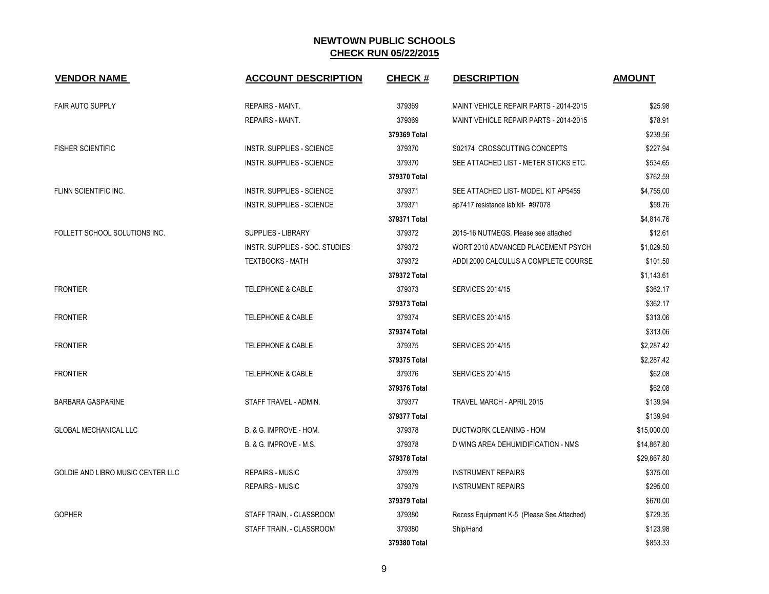# NEWTOWN PUBLIC SCHOOLS

## CHECK RUN 05/22/2015

| VENDOR NAME | ACCOUNT DESCRIPTION | CHECK # | DESCRIPTION | AMOUNT |
|---|---|---|---|---|
| FAIR AUTO SUPPLY | REPAIRS - MAINT. | 379369 | MAINT VEHICLE REPAIR PARTS - 2014-2015 | $25.98 |
| | REPAIRS - MAINT. | 379369 | MAINT VEHICLE REPAIR PARTS - 2014-2015 | $78.91 |
| | | **379369 Total** | | $239.56 |
| FISHER SCIENTIFIC | INSTR. SUPPLIES - SCIENCE | 379370 | S02174 CROSSCUTTING CONCEPTS | $227.94 |
| | INSTR. SUPPLIES - SCIENCE | 379370 | SEE ATTACHED LIST - METER STICKS ETC. | $534.65 |
| | | **379370 Total** | | $762.59 |
| FLINN SCIENTIFIC INC. | INSTR. SUPPLIES - SCIENCE | 379371 | SEE ATTACHED LIST- MODEL KIT AP5455 | $4,755.00 |
| | INSTR. SUPPLIES - SCIENCE | 379371 | ap7417 resistance lab kit- #97078 | $59.76 |
| | | **379371 Total** | | $4,814.76 |
| FOLLETT SCHOOL SOLUTIONS INC. | SUPPLIES - LIBRARY | 379372 | 2015-16 NUTMEGS. Please see attached | $12.61 |
| | INSTR. SUPPLIES - SOC. STUDIES | 379372 | WORT 2010 ADVANCED PLACEMENT PSYCH | $1,029.50 |
| | TEXTBOOKS - MATH | 379372 | ADDI 2000 CALCULUS A COMPLETE COURSE | $101.50 |
| | | **379372 Total** | | $1,143.61 |
| FRONTIER | TELEPHONE & CABLE | 379373 | SERVICES 2014/15 | $362.17 |
| | | **379373 Total** | | $362.17 |
| FRONTIER | TELEPHONE & CABLE | 379374 | SERVICES 2014/15 | $313.06 |
| | | **379374 Total** | | $313.06 |
| FRONTIER | TELEPHONE & CABLE | 379375 | SERVICES 2014/15 | $2,287.42 |
| | | **379375 Total** | | $2,287.42 |
| FRONTIER | TELEPHONE & CABLE | 379376 | SERVICES 2014/15 | $62.08 |
| | | **379376 Total** | | $62.08 |
| BARBARA GASPARINE | STAFF TRAVEL - ADMIN. | 379377 | TRAVEL MARCH - APRIL 2015 | $139.94 |
| | | **379377 Total** | | $139.94 |
| GLOBAL MECHANICAL LLC | B. & G. IMPROVE - HOM. | 379378 | DUCTWORK CLEANING - HOM | $15,000.00 |
| | B. & G. IMPROVE - M.S. | 379378 | D WING AREA DEHUMIDIFICATION - NMS | $14,867.80 |
| | | **379378 Total** | | $29,867.80 |
| GOLDIE AND LIBRO MUSIC CENTER LLC | REPAIRS - MUSIC | 379379 | INSTRUMENT REPAIRS | $375.00 |
| | REPAIRS - MUSIC | 379379 | INSTRUMENT REPAIRS | $295.00 |
| | | **379379 Total** | | $670.00 |
| GOPHER | STAFF TRAIN. - CLASSROOM | 379380 | Recess Equipment K-5 (Please See Attached) | $729.35 |
| | STAFF TRAIN. - CLASSROOM | 379380 | Ship/Hand | $123.98 |
| | | **379380 Total** | | $853.33 |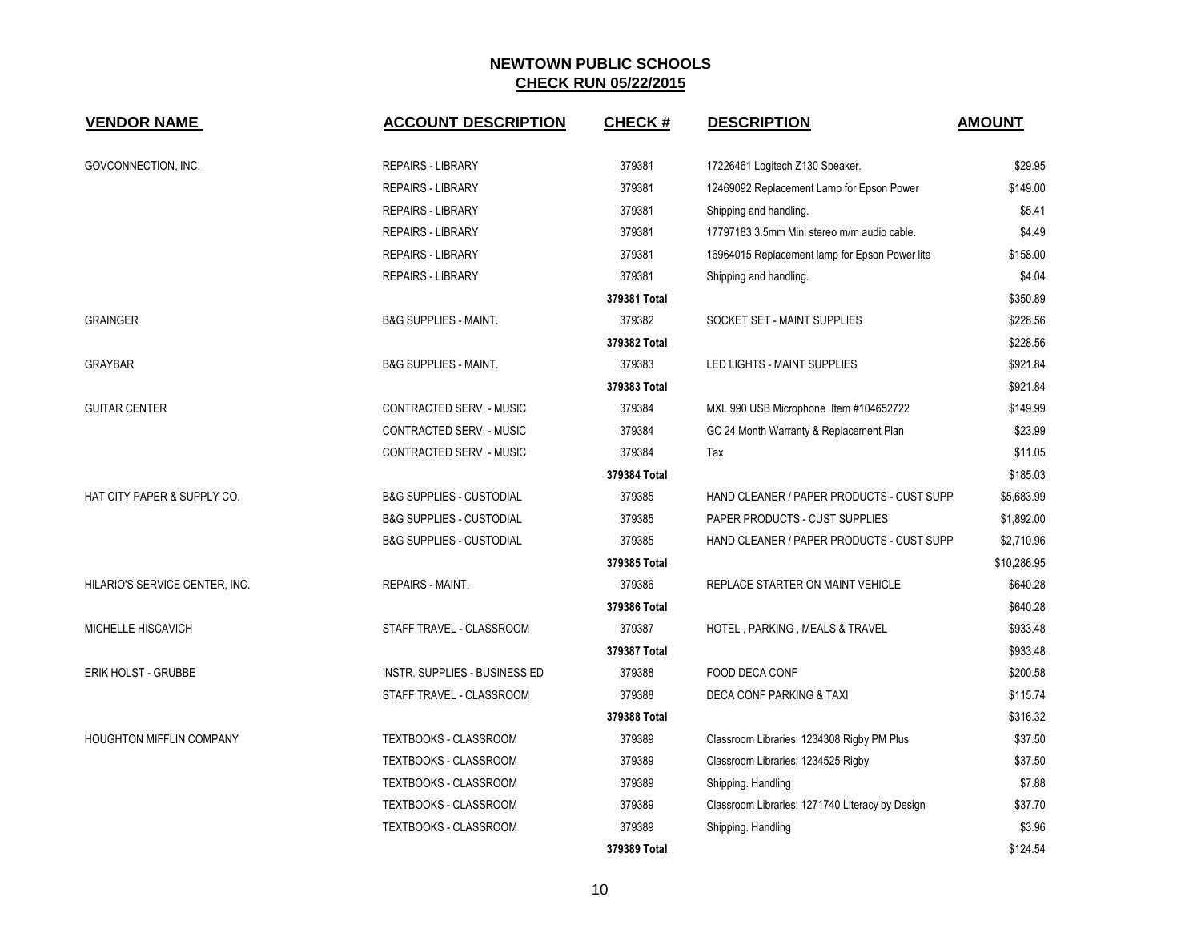# NEWTOWN PUBLIC SCHOOLS

## CHECK RUN 05/22/2015

| VENDOR NAME | ACCOUNT DESCRIPTION | CHECK # | DESCRIPTION | AMOUNT |
|---|---|---|---|---|
| GOVCONNECTION, INC. | REPAIRS - LIBRARY | 379381 | 17226461 Logitech Z130 Speaker. | $29.95 |
| | REPAIRS - LIBRARY | 379381 | 12469092 Replacement Lamp for Epson Power | $149.00 |
| | REPAIRS - LIBRARY | 379381 | Shipping and handling. | $5.41 |
| | REPAIRS - LIBRARY | 379381 | 17797183 3.5mm Mini stereo m/m audio cable. | $4.49 |
| | REPAIRS - LIBRARY | 379381 | 16964015 Replacement lamp for Epson Power lite | $158.00 |
| | REPAIRS - LIBRARY | 379381 | Shipping and handling. | $4.04 |
| | | 379381 Total | | $350.89 |
| GRAINGER | B&G SUPPLIES - MAINT. | 379382 | SOCKET SET - MAINT SUPPLIES | $228.56 |
| | | 379382 Total | | $228.56 |
| GRAYBAR | B&G SUPPLIES - MAINT. | 379383 | LED LIGHTS - MAINT SUPPLIES | $921.84 |
| | | 379383 Total | | $921.84 |
| GUITAR CENTER | CONTRACTED SERV. - MUSIC | 379384 | MXL 990 USB Microphone Item #104652722 | $149.99 |
| | CONTRACTED SERV. - MUSIC | 379384 | GC 24 Month Warranty & Replacement Plan | $23.99 |
| | CONTRACTED SERV. - MUSIC | 379384 | Tax | $11.05 |
| | | 379384 Total | | $185.03 |
| HAT CITY PAPER & SUPPLY CO. | B&G SUPPLIES - CUSTODIAL | 379385 | HAND CLEANER / PAPER PRODUCTS - CUST SUPPI | $5,683.99 |
| | B&G SUPPLIES - CUSTODIAL | 379385 | PAPER PRODUCTS - CUST SUPPLIES | $1,892.00 |
| | B&G SUPPLIES - CUSTODIAL | 379385 | HAND CLEANER / PAPER PRODUCTS - CUST SUPPI | $2,710.96 |
| | | 379385 Total | | $10,286.95 |
| HILARIO'S SERVICE CENTER, INC. | REPAIRS - MAINT. | 379386 | REPLACE STARTER ON MAINT VEHICLE | $640.28 |
| | | 379386 Total | | $640.28 |
| MICHELLE HISCAVICH | STAFF TRAVEL - CLASSROOM | 379387 | HOTEL , PARKING , MEALS & TRAVEL | $933.48 |
| | | 379387 Total | | $933.48 |
| ERIK HOLST - GRUBBE | INSTR. SUPPLIES - BUSINESS ED | 379388 | FOOD DECA CONF | $200.58 |
| | STAFF TRAVEL - CLASSROOM | 379388 | DECA CONF PARKING & TAXI | $115.74 |
| | | 379388 Total | | $316.32 |
| HOUGHTON MIFFLIN COMPANY | TEXTBOOKS - CLASSROOM | 379389 | Classroom Libraries: 1234308 Rigby PM Plus | $37.50 |
| | TEXTBOOKS - CLASSROOM | 379389 | Classroom Libraries: 1234525 Rigby | $37.50 |
| | TEXTBOOKS - CLASSROOM | 379389 | Shipping. Handling | $7.88 |
| | TEXTBOOKS - CLASSROOM | 379389 | Classroom Libraries: 1271740 Literacy by Design | $37.70 |
| | TEXTBOOKS - CLASSROOM | 379389 | Shipping. Handling | $3.96 |
| | | 379389 Total | | $124.54 |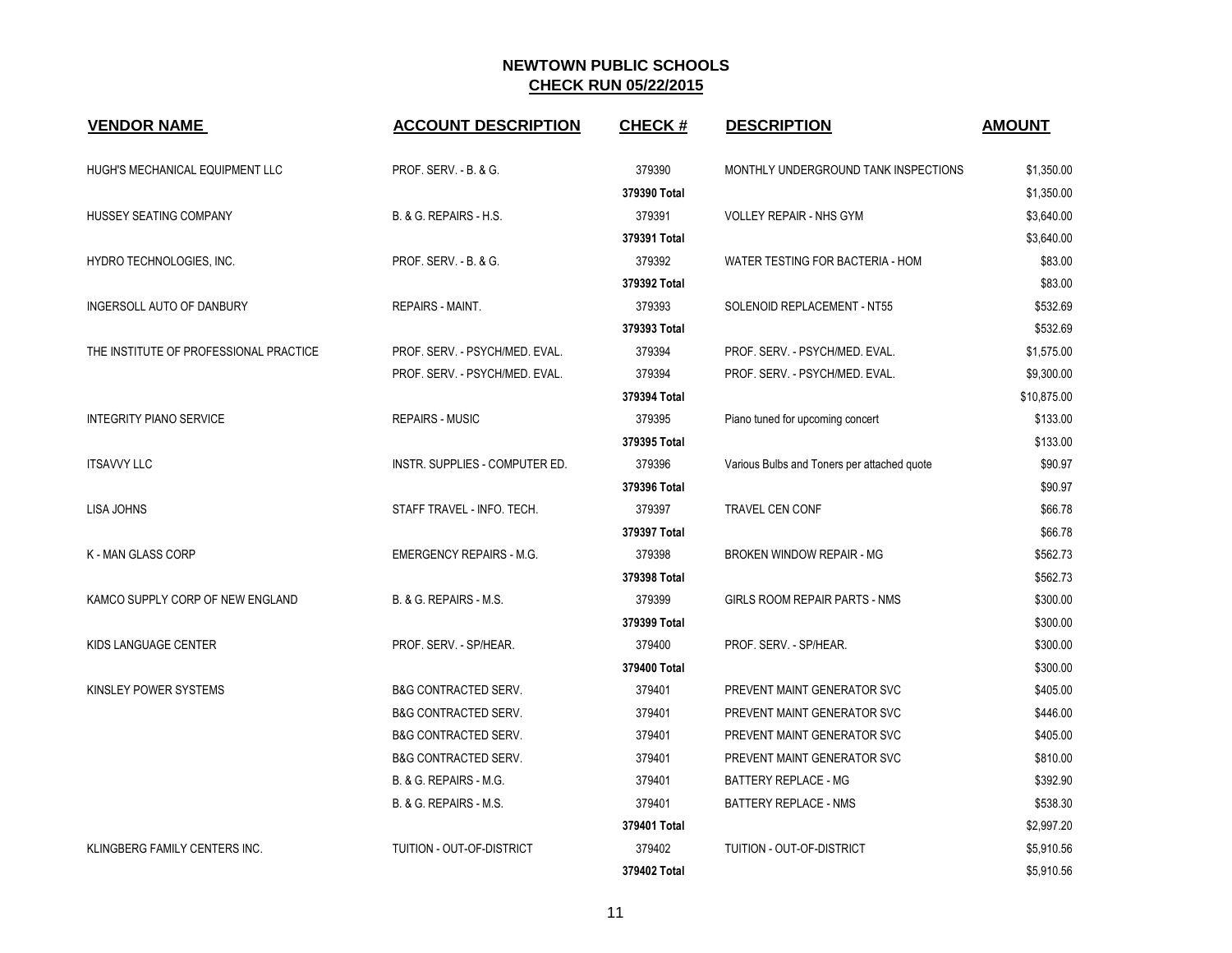# NEWTOWN PUBLIC SCHOOLS
## CHECK RUN 05/22/2015

| VENDOR NAME | ACCOUNT DESCRIPTION | CHECK # | DESCRIPTION | AMOUNT |
|---|---|---|---|---|
| HUGH'S MECHANICAL EQUIPMENT LLC | PROF. SERV. - B. & G. | 379390 | MONTHLY UNDERGROUND TANK INSPECTIONS | $1,350.00 |
| | | **379390 Total** | | $1,350.00 |
| HUSSEY SEATING COMPANY | B. & G. REPAIRS - H.S. | 379391 | VOLLEY REPAIR - NHS GYM | $3,640.00 |
| | | **379391 Total** | | $3,640.00 |
| HYDRO TECHNOLOGIES, INC. | PROF. SERV. - B. & G. | 379392 | WATER TESTING FOR BACTERIA - HOM | $83.00 |
| | | **379392 Total** | | $83.00 |
| INGERSOLL AUTO OF DANBURY | REPAIRS - MAINT. | 379393 | SOLENOID REPLACEMENT - NT55 | $532.69 |
| | | **379393 Total** | | $532.69 |
| THE INSTITUTE OF PROFESSIONAL PRACTICE | PROF. SERV. - PSYCH/MED. EVAL. | 379394 | PROF. SERV. - PSYCH/MED. EVAL. | $1,575.00 |
| | PROF. SERV. - PSYCH/MED. EVAL. | 379394 | PROF. SERV. - PSYCH/MED. EVAL. | $9,300.00 |
| | | **379394 Total** | | $10,875.00 |
| INTEGRITY PIANO SERVICE | REPAIRS - MUSIC | 379395 | Piano tuned for upcoming concert | $133.00 |
| | | **379395 Total** | | $133.00 |
| ITSAVVY LLC | INSTR. SUPPLIES - COMPUTER ED. | 379396 | Various Bulbs and Toners per attached quote | $90.97 |
| | | **379396 Total** | | $90.97 |
| LISA JOHNS | STAFF TRAVEL - INFO. TECH. | 379397 | TRAVEL CEN CONF | $66.78 |
| | | **379397 Total** | | $66.78 |
| K - MAN GLASS CORP | EMERGENCY REPAIRS - M.G. | 379398 | BROKEN WINDOW REPAIR - MG | $562.73 |
| | | **379398 Total** | | $562.73 |
| KAMCO SUPPLY CORP OF NEW ENGLAND | B. & G. REPAIRS - M.S. | 379399 | GIRLS ROOM REPAIR PARTS - NMS | $300.00 |
| | | **379399 Total** | | $300.00 |
| KIDS LANGUAGE CENTER | PROF. SERV. - SP/HEAR. | 379400 | PROF. SERV. - SP/HEAR. | $300.00 |
| | | **379400 Total** | | $300.00 |
| KINSLEY POWER SYSTEMS | B&G CONTRACTED SERV. | 379401 | PREVENT MAINT GENERATOR SVC | $405.00 |
| | B&G CONTRACTED SERV. | 379401 | PREVENT MAINT GENERATOR SVC | $446.00 |
| | B&G CONTRACTED SERV. | 379401 | PREVENT MAINT GENERATOR SVC | $405.00 |
| | B&G CONTRACTED SERV. | 379401 | PREVENT MAINT GENERATOR SVC | $810.00 |
| | B. & G. REPAIRS - M.G. | 379401 | BATTERY REPLACE - MG | $392.90 |
| | B. & G. REPAIRS - M.S. | 379401 | BATTERY REPLACE - NMS | $538.30 |
| | | **379401 Total** | | $2,997.20 |
| KLINGBERG FAMILY CENTERS INC. | TUITION - OUT-OF-DISTRICT | 379402 | TUITION - OUT-OF-DISTRICT | $5,910.56 |
| | | **379402 Total** | | $5,910.56 |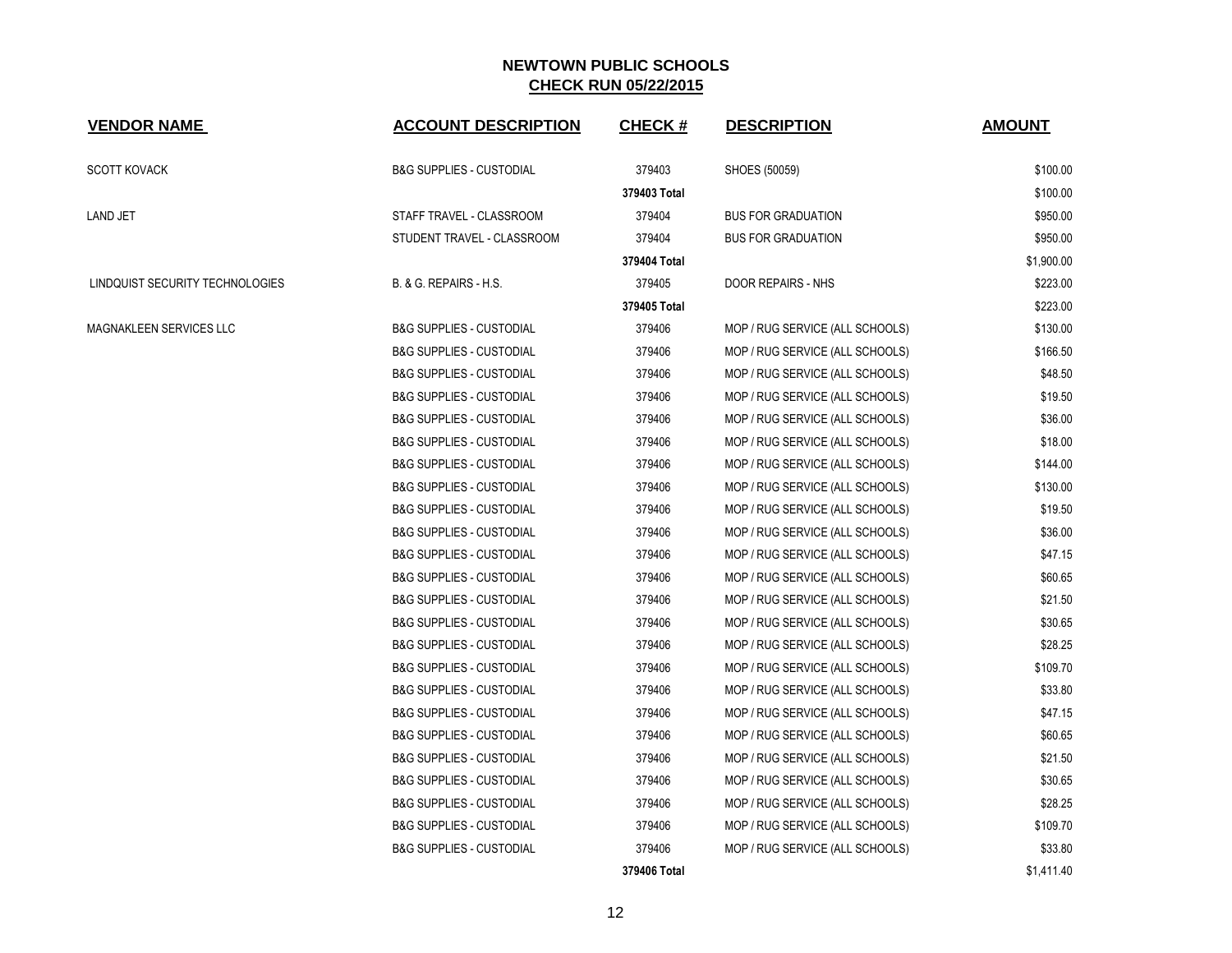**NEWTOWN PUBLIC SCHOOLS**
**CHECK RUN 05/22/2015**

| VENDOR NAME | ACCOUNT DESCRIPTION | CHECK # | DESCRIPTION | AMOUNT |
|---|---|---|---|---|
| SCOTT KOVACK | B&G SUPPLIES - CUSTODIAL | 379403 | SHOES (50059) | $100.00 |
| | | **379403 Total** | | $100.00 |
| LAND JET | STAFF TRAVEL - CLASSROOM | 379404 | BUS FOR GRADUATION | $950.00 |
| | STUDENT TRAVEL - CLASSROOM | 379404 | BUS FOR GRADUATION | $950.00 |
| | | **379404 Total** | | $1,900.00 |
| LINDQUIST SECURITY TECHNOLOGIES | B. & G. REPAIRS - H.S. | 379405 | DOOR REPAIRS - NHS | $223.00 |
| | | **379405 Total** | | $223.00 |
| MAGNAKLEEN SERVICES LLC | B&G SUPPLIES - CUSTODIAL | 379406 | MOP / RUG SERVICE (ALL SCHOOLS) | $130.00 |
| | B&G SUPPLIES - CUSTODIAL | 379406 | MOP / RUG SERVICE (ALL SCHOOLS) | $166.50 |
| | B&G SUPPLIES - CUSTODIAL | 379406 | MOP / RUG SERVICE (ALL SCHOOLS) | $48.50 |
| | B&G SUPPLIES - CUSTODIAL | 379406 | MOP / RUG SERVICE (ALL SCHOOLS) | $19.50 |
| | B&G SUPPLIES - CUSTODIAL | 379406 | MOP / RUG SERVICE (ALL SCHOOLS) | $36.00 |
| | B&G SUPPLIES - CUSTODIAL | 379406 | MOP / RUG SERVICE (ALL SCHOOLS) | $18.00 |
| | B&G SUPPLIES - CUSTODIAL | 379406 | MOP / RUG SERVICE (ALL SCHOOLS) | $144.00 |
| | B&G SUPPLIES - CUSTODIAL | 379406 | MOP / RUG SERVICE (ALL SCHOOLS) | $130.00 |
| | B&G SUPPLIES - CUSTODIAL | 379406 | MOP / RUG SERVICE (ALL SCHOOLS) | $19.50 |
| | B&G SUPPLIES - CUSTODIAL | 379406 | MOP / RUG SERVICE (ALL SCHOOLS) | $36.00 |
| | B&G SUPPLIES - CUSTODIAL | 379406 | MOP / RUG SERVICE (ALL SCHOOLS) | $47.15 |
| | B&G SUPPLIES - CUSTODIAL | 379406 | MOP / RUG SERVICE (ALL SCHOOLS) | $60.65 |
| | B&G SUPPLIES - CUSTODIAL | 379406 | MOP / RUG SERVICE (ALL SCHOOLS) | $21.50 |
| | B&G SUPPLIES - CUSTODIAL | 379406 | MOP / RUG SERVICE (ALL SCHOOLS) | $30.65 |
| | B&G SUPPLIES - CUSTODIAL | 379406 | MOP / RUG SERVICE (ALL SCHOOLS) | $28.25 |
| | B&G SUPPLIES - CUSTODIAL | 379406 | MOP / RUG SERVICE (ALL SCHOOLS) | $109.70 |
| | B&G SUPPLIES - CUSTODIAL | 379406 | MOP / RUG SERVICE (ALL SCHOOLS) | $33.80 |
| | B&G SUPPLIES - CUSTODIAL | 379406 | MOP / RUG SERVICE (ALL SCHOOLS) | $47.15 |
| | B&G SUPPLIES - CUSTODIAL | 379406 | MOP / RUG SERVICE (ALL SCHOOLS) | $60.65 |
| | B&G SUPPLIES - CUSTODIAL | 379406 | MOP / RUG SERVICE (ALL SCHOOLS) | $21.50 |
| | B&G SUPPLIES - CUSTODIAL | 379406 | MOP / RUG SERVICE (ALL SCHOOLS) | $30.65 |
| | B&G SUPPLIES - CUSTODIAL | 379406 | MOP / RUG SERVICE (ALL SCHOOLS) | $28.25 |
| | B&G SUPPLIES - CUSTODIAL | 379406 | MOP / RUG SERVICE (ALL SCHOOLS) | $109.70 |
| | B&G SUPPLIES - CUSTODIAL | 379406 | MOP / RUG SERVICE (ALL SCHOOLS) | $33.80 |
| | | **379406 Total** | | $1,411.40 |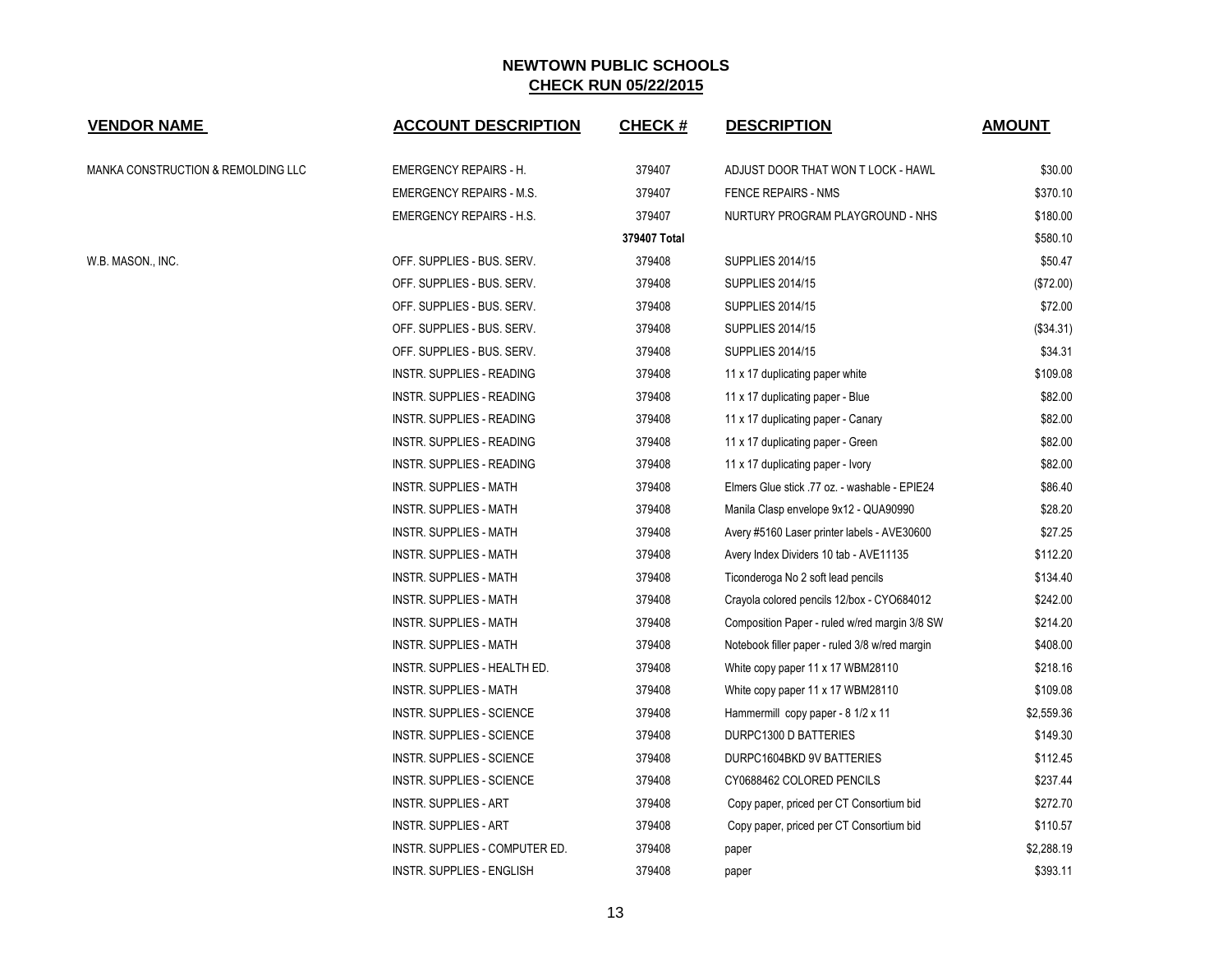# NEWTOWN PUBLIC SCHOOLS

## CHECK RUN 05/22/2015

| VENDOR NAME | ACCOUNT DESCRIPTION | CHECK # | DESCRIPTION | AMOUNT |
|---|---|---|---|---|
| MANKA CONSTRUCTION & REMOLDING LLC | EMERGENCY REPAIRS - H. | 379407 | ADJUST DOOR THAT WON T LOCK - HAWL | $30.00 |
| | EMERGENCY REPAIRS - M.S. | 379407 | FENCE REPAIRS - NMS | $370.10 |
| | EMERGENCY REPAIRS - H.S. | 379407 | NURTURY PROGRAM PLAYGROUND - NHS | $180.00 |
| | | **379407 Total** | | $580.10 |
| W.B. MASON., INC. | OFF. SUPPLIES - BUS. SERV. | 379408 | SUPPLIES 2014/15 | $50.47 |
| | OFF. SUPPLIES - BUS. SERV. | 379408 | SUPPLIES 2014/15 | ($72.00) |
| | OFF. SUPPLIES - BUS. SERV. | 379408 | SUPPLIES 2014/15 | $72.00 |
| | OFF. SUPPLIES - BUS. SERV. | 379408 | SUPPLIES 2014/15 | ($34.31) |
| | OFF. SUPPLIES - BUS. SERV. | 379408 | SUPPLIES 2014/15 | $34.31 |
| | INSTR. SUPPLIES - READING | 379408 | 11 x 17 duplicating paper white | $109.08 |
| | INSTR. SUPPLIES - READING | 379408 | 11 x 17 duplicating paper - Blue | $82.00 |
| | INSTR. SUPPLIES - READING | 379408 | 11 x 17 duplicating paper - Canary | $82.00 |
| | INSTR. SUPPLIES - READING | 379408 | 11 x 17 duplicating paper - Green | $82.00 |
| | INSTR. SUPPLIES - READING | 379408 | 11 x 17 duplicating paper - Ivory | $82.00 |
| | INSTR. SUPPLIES - MATH | 379408 | Elmers Glue stick .77 oz. - washable - EPIE24 | $86.40 |
| | INSTR. SUPPLIES - MATH | 379408 | Manila Clasp envelope 9x12 - QUA90990 | $28.20 |
| | INSTR. SUPPLIES - MATH | 379408 | Avery #5160 Laser printer labels - AVE30600 | $27.25 |
| | INSTR. SUPPLIES - MATH | 379408 | Avery Index Dividers 10 tab - AVE11135 | $112.20 |
| | INSTR. SUPPLIES - MATH | 379408 | Ticonderoga No 2 soft lead pencils | $134.40 |
| | INSTR. SUPPLIES - MATH | 379408 | Crayola colored pencils 12/box - CYO684012 | $242.00 |
| | INSTR. SUPPLIES - MATH | 379408 | Composition Paper - ruled w/red margin 3/8 SW | $214.20 |
| | INSTR. SUPPLIES - MATH | 379408 | Notebook filler paper - ruled 3/8 w/red margin | $408.00 |
| | INSTR. SUPPLIES - HEALTH ED. | 379408 | White copy paper 11 x 17 WBM28110 | $218.16 |
| | INSTR. SUPPLIES - MATH | 379408 | White copy paper 11 x 17 WBM28110 | $109.08 |
| | INSTR. SUPPLIES - SCIENCE | 379408 | Hammermill copy paper - 8 1/2 x 11 | $2,559.36 |
| | INSTR. SUPPLIES - SCIENCE | 379408 | DURPC1300 D BATTERIES | $149.30 |
| | INSTR. SUPPLIES - SCIENCE | 379408 | DURPC1604BKD 9V BATTERIES | $112.45 |
| | INSTR. SUPPLIES - SCIENCE | 379408 | CY0688462 COLORED PENCILS | $237.44 |
| | INSTR. SUPPLIES - ART | 379408 | Copy paper, priced per CT Consortium bid | $272.70 |
| | INSTR. SUPPLIES - ART | 379408 | Copy paper, priced per CT Consortium bid | $110.57 |
| | INSTR. SUPPLIES - COMPUTER ED. | 379408 | paper | $2,288.19 |
| | INSTR. SUPPLIES - ENGLISH | 379408 | paper | $393.11 |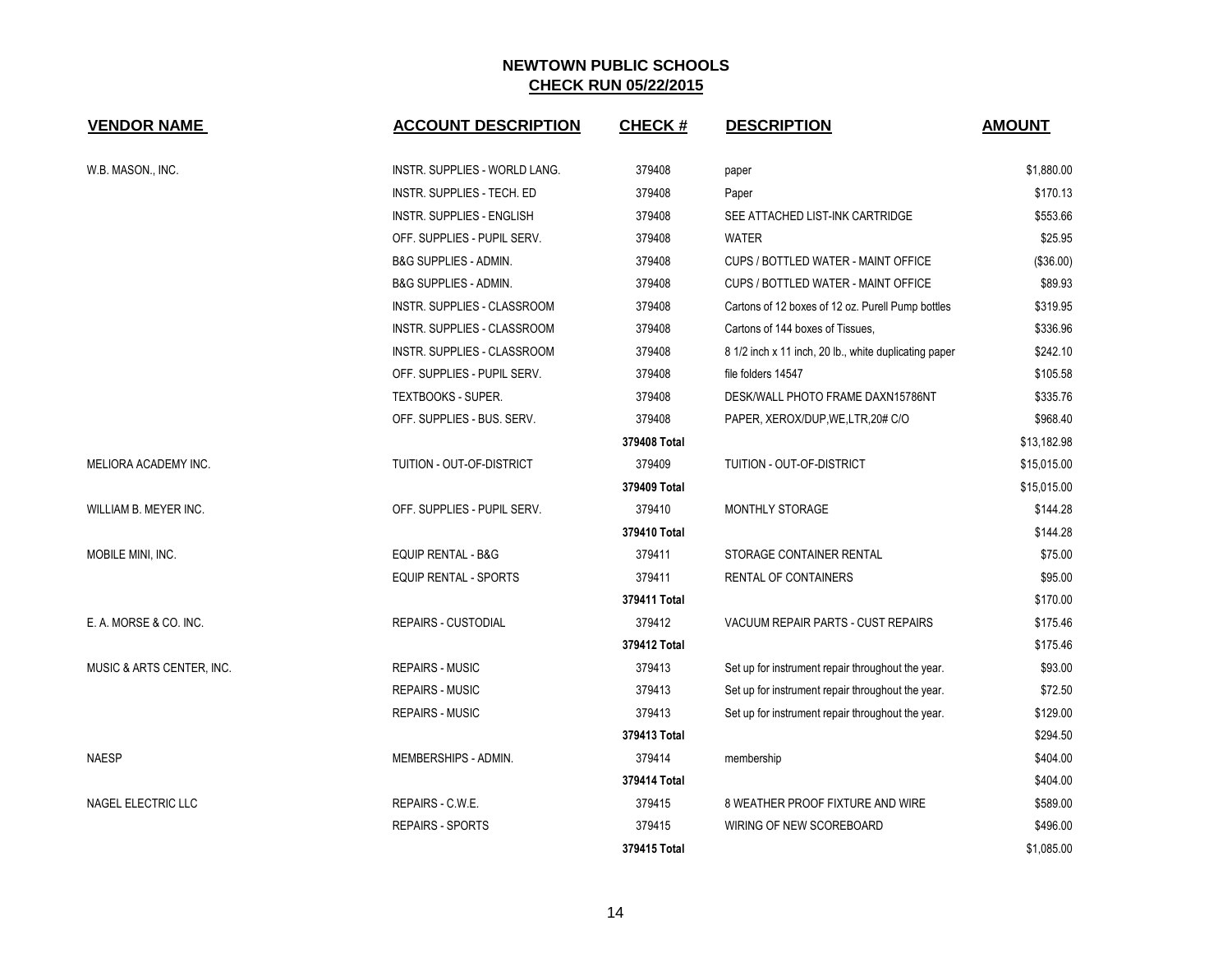# NEWTOWN PUBLIC SCHOOLS

## CHECK RUN 05/22/2015

| VENDOR NAME | ACCOUNT DESCRIPTION | CHECK # | DESCRIPTION | AMOUNT |
|---|---|---|---|---|
| W.B. MASON., INC. | INSTR. SUPPLIES - WORLD LANG. | 379408 | paper | $1,880.00 |
| | INSTR. SUPPLIES - TECH. ED | 379408 | Paper | $170.13 |
| | INSTR. SUPPLIES - ENGLISH | 379408 | SEE ATTACHED LIST-INK CARTRIDGE | $553.66 |
| | OFF. SUPPLIES - PUPIL SERV. | 379408 | WATER | $25.95 |
| | B&G SUPPLIES - ADMIN. | 379408 | CUPS / BOTTLED WATER - MAINT OFFICE | ($36.00) |
| | B&G SUPPLIES - ADMIN. | 379408 | CUPS / BOTTLED WATER - MAINT OFFICE | $89.93 |
| | INSTR. SUPPLIES - CLASSROOM | 379408 | Cartons of 12 boxes of 12 oz. Purell Pump bottles | $319.95 |
| | INSTR. SUPPLIES - CLASSROOM | 379408 | Cartons of 144 boxes of Tissues, | $336.96 |
| | INSTR. SUPPLIES - CLASSROOM | 379408 | 8 1/2 inch x 11 inch, 20 lb., white duplicating paper | $242.10 |
| | OFF. SUPPLIES - PUPIL SERV. | 379408 | file folders 14547 | $105.58 |
| | TEXTBOOKS - SUPER. | 379408 | DESK/WALL PHOTO FRAME DAXN15786NT | $335.76 |
| | OFF. SUPPLIES - BUS. SERV. | 379408 | PAPER, XEROX/DUP,WE,LTR,20# C/O | $968.40 |
| | | **379408 Total** | | $13,182.98 |
| MELIORA ACADEMY INC. | TUITION - OUT-OF-DISTRICT | 379409 | TUITION - OUT-OF-DISTRICT | $15,015.00 |
| | | **379409 Total** | | $15,015.00 |
| WILLIAM B. MEYER INC. | OFF. SUPPLIES - PUPIL SERV. | 379410 | MONTHLY STORAGE | $144.28 |
| | | **379410 Total** | | $144.28 |
| MOBILE MINI, INC. | EQUIP RENTAL - B&G | 379411 | STORAGE CONTAINER RENTAL | $75.00 |
| | EQUIP RENTAL - SPORTS | 379411 | RENTAL OF CONTAINERS | $95.00 |
| | | **379411 Total** | | $170.00 |
| E. A. MORSE & CO. INC. | REPAIRS - CUSTODIAL | 379412 | VACUUM REPAIR PARTS - CUST REPAIRS | $175.46 |
| | | **379412 Total** | | $175.46 |
| MUSIC & ARTS CENTER, INC. | REPAIRS - MUSIC | 379413 | Set up for instrument repair throughout the year. | $93.00 |
| | REPAIRS - MUSIC | 379413 | Set up for instrument repair throughout the year. | $72.50 |
| | REPAIRS - MUSIC | 379413 | Set up for instrument repair throughout the year. | $129.00 |
| | | **379413 Total** | | $294.50 |
| NAESP | MEMBERSHIPS - ADMIN. | 379414 | membership | $404.00 |
| | | **379414 Total** | | $404.00 |
| NAGEL ELECTRIC LLC | REPAIRS - C.W.E. | 379415 | 8 WEATHER PROOF FIXTURE AND WIRE | $589.00 |
| | REPAIRS - SPORTS | 379415 | WIRING OF NEW SCOREBOARD | $496.00 |
| | | **379415 Total** | | $1,085.00 |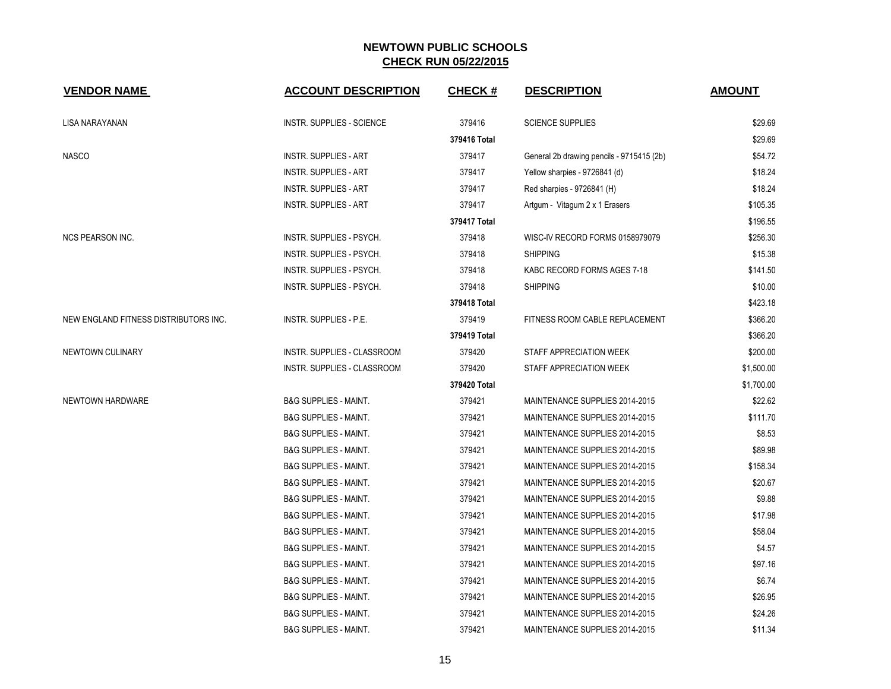# NEWTOWN PUBLIC SCHOOLS
## CHECK RUN 05/22/2015

| VENDOR NAME | ACCOUNT DESCRIPTION | CHECK # | DESCRIPTION | AMOUNT |
|---|---|---|---|---|
| LISA NARAYANAN | INSTR. SUPPLIES - SCIENCE | 379416 | SCIENCE SUPPLIES | $29.69 |
| | | 379416 Total | | $29.69 |
| NASCO | INSTR. SUPPLIES - ART | 379417 | General 2b drawing pencils - 9715415 (2b) | $54.72 |
| | INSTR. SUPPLIES - ART | 379417 | Yellow sharpies - 9726841 (d) | $18.24 |
| | INSTR. SUPPLIES - ART | 379417 | Red sharpies - 9726841 (H) | $18.24 |
| | INSTR. SUPPLIES - ART | 379417 | Artgum - Vitagum 2 x 1 Erasers | $105.35 |
| | | 379417 Total | | $196.55 |
| NCS PEARSON INC. | INSTR. SUPPLIES - PSYCH. | 379418 | WISC-IV RECORD FORMS 0158979079 | $256.30 |
| | INSTR. SUPPLIES - PSYCH. | 379418 | SHIPPING | $15.38 |
| | INSTR. SUPPLIES - PSYCH. | 379418 | KABC RECORD FORMS AGES 7-18 | $141.50 |
| | INSTR. SUPPLIES - PSYCH. | 379418 | SHIPPING | $10.00 |
| | | 379418 Total | | $423.18 |
| NEW ENGLAND FITNESS DISTRIBUTORS INC. | INSTR. SUPPLIES - P.E. | 379419 | FITNESS ROOM CABLE REPLACEMENT | $366.20 |
| | | 379419 Total | | $366.20 |
| NEWTOWN CULINARY | INSTR. SUPPLIES - CLASSROOM | 379420 | STAFF APPRECIATION WEEK | $200.00 |
| | INSTR. SUPPLIES - CLASSROOM | 379420 | STAFF APPRECIATION WEEK | $1,500.00 |
| | | 379420 Total | | $1,700.00 |
| NEWTOWN HARDWARE | B&G SUPPLIES - MAINT. | 379421 | MAINTENANCE SUPPLIES 2014-2015 | $22.62 |
| | B&G SUPPLIES - MAINT. | 379421 | MAINTENANCE SUPPLIES 2014-2015 | $111.70 |
| | B&G SUPPLIES - MAINT. | 379421 | MAINTENANCE SUPPLIES 2014-2015 | $8.53 |
| | B&G SUPPLIES - MAINT. | 379421 | MAINTENANCE SUPPLIES 2014-2015 | $89.98 |
| | B&G SUPPLIES - MAINT. | 379421 | MAINTENANCE SUPPLIES 2014-2015 | $158.34 |
| | B&G SUPPLIES - MAINT. | 379421 | MAINTENANCE SUPPLIES 2014-2015 | $20.67 |
| | B&G SUPPLIES - MAINT. | 379421 | MAINTENANCE SUPPLIES 2014-2015 | $9.88 |
| | B&G SUPPLIES - MAINT. | 379421 | MAINTENANCE SUPPLIES 2014-2015 | $17.98 |
| | B&G SUPPLIES - MAINT. | 379421 | MAINTENANCE SUPPLIES 2014-2015 | $58.04 |
| | B&G SUPPLIES - MAINT. | 379421 | MAINTENANCE SUPPLIES 2014-2015 | $4.57 |
| | B&G SUPPLIES - MAINT. | 379421 | MAINTENANCE SUPPLIES 2014-2015 | $97.16 |
| | B&G SUPPLIES - MAINT. | 379421 | MAINTENANCE SUPPLIES 2014-2015 | $6.74 |
| | B&G SUPPLIES - MAINT. | 379421 | MAINTENANCE SUPPLIES 2014-2015 | $26.95 |
| | B&G SUPPLIES - MAINT. | 379421 | MAINTENANCE SUPPLIES 2014-2015 | $24.26 |
| | B&G SUPPLIES - MAINT. | 379421 | MAINTENANCE SUPPLIES 2014-2015 | $11.34 |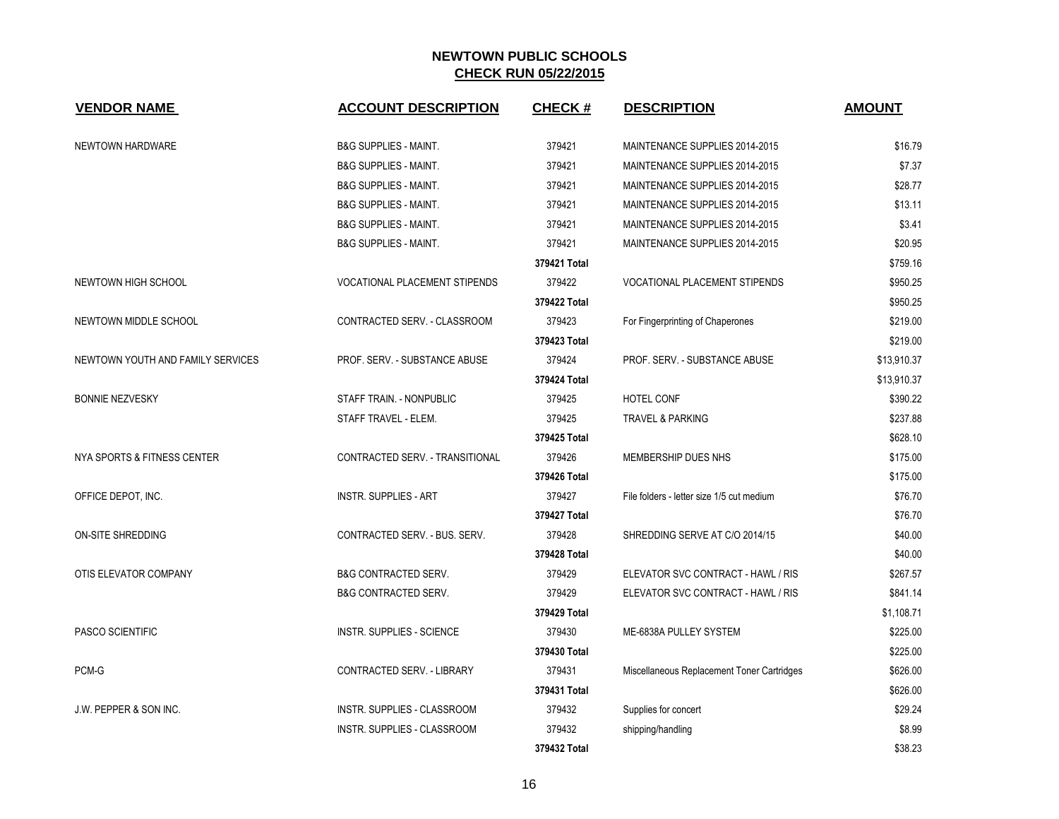# NEWTOWN PUBLIC SCHOOLS

## CHECK RUN 05/22/2015

| VENDOR NAME | ACCOUNT DESCRIPTION | CHECK # | DESCRIPTION | AMOUNT |
|---|---|---|---|---|
| NEWTOWN HARDWARE | B&G SUPPLIES - MAINT. | 379421 | MAINTENANCE SUPPLIES 2014-2015 | $16.79 |
| | B&G SUPPLIES - MAINT. | 379421 | MAINTENANCE SUPPLIES 2014-2015 | $7.37 |
| | B&G SUPPLIES - MAINT. | 379421 | MAINTENANCE SUPPLIES 2014-2015 | $28.77 |
| | B&G SUPPLIES - MAINT. | 379421 | MAINTENANCE SUPPLIES 2014-2015 | $13.11 |
| | B&G SUPPLIES - MAINT. | 379421 | MAINTENANCE SUPPLIES 2014-2015 | $3.41 |
| | B&G SUPPLIES - MAINT. | 379421 | MAINTENANCE SUPPLIES 2014-2015 | $20.95 |
| | | **379421 Total** | | $759.16 |
| NEWTOWN HIGH SCHOOL | VOCATIONAL PLACEMENT STIPENDS | 379422 | VOCATIONAL PLACEMENT STIPENDS | $950.25 |
| | | **379422 Total** | | $950.25 |
| NEWTOWN MIDDLE SCHOOL | CONTRACTED SERV. - CLASSROOM | 379423 | For Fingerprinting of Chaperones | $219.00 |
| | | **379423 Total** | | $219.00 |
| NEWTOWN YOUTH AND FAMILY SERVICES | PROF. SERV. - SUBSTANCE ABUSE | 379424 | PROF. SERV. - SUBSTANCE ABUSE | $13,910.37 |
| | | **379424 Total** | | $13,910.37 |
| BONNIE NEZVESKY | STAFF TRAIN. - NONPUBLIC | 379425 | HOTEL CONF | $390.22 |
| | STAFF TRAVEL - ELEM. | 379425 | TRAVEL & PARKING | $237.88 |
| | | **379425 Total** | | $628.10 |
| NYA SPORTS & FITNESS CENTER | CONTRACTED SERV. - TRANSITIONAL | 379426 | MEMBERSHIP DUES NHS | $175.00 |
| | | **379426 Total** | | $175.00 |
| OFFICE DEPOT, INC. | INSTR. SUPPLIES - ART | 379427 | File folders - letter size 1/5 cut medium | $76.70 |
| | | **379427 Total** | | $76.70 |
| ON-SITE SHREDDING | CONTRACTED SERV. - BUS. SERV. | 379428 | SHREDDING SERVE AT C/O 2014/15 | $40.00 |
| | | **379428 Total** | | $40.00 |
| OTIS ELEVATOR COMPANY | B&G CONTRACTED SERV. | 379429 | ELEVATOR SVC CONTRACT - HAWL / RIS | $267.57 |
| | B&G CONTRACTED SERV. | 379429 | ELEVATOR SVC CONTRACT - HAWL / RIS | $841.14 |
| | | **379429 Total** | | $1,108.71 |
| PASCO SCIENTIFIC | INSTR. SUPPLIES - SCIENCE | 379430 | ME-6838A PULLEY SYSTEM | $225.00 |
| | | **379430 Total** | | $225.00 |
| PCM-G | CONTRACTED SERV. - LIBRARY | 379431 | Miscellaneous Replacement Toner Cartridges | $626.00 |
| | | **379431 Total** | | $626.00 |
| J.W. PEPPER & SON INC. | INSTR. SUPPLIES - CLASSROOM | 379432 | Supplies for concert | $29.24 |
| | INSTR. SUPPLIES - CLASSROOM | 379432 | shipping/handling | $8.99 |
| | | **379432 Total** | | $38.23 |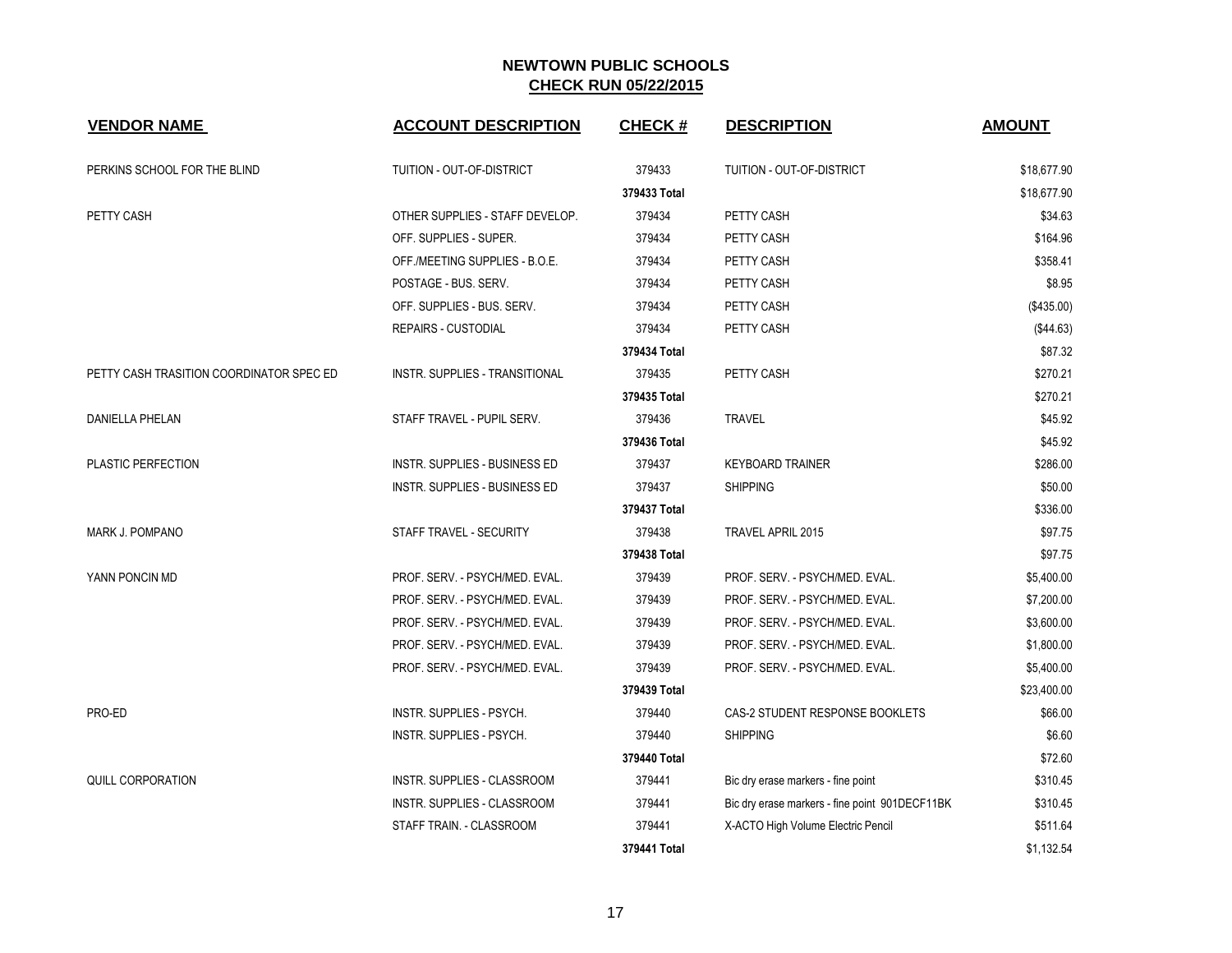## NEWTOWN PUBLIC SCHOOLS

**CHECK RUN 05/22/2015**

| VENDOR NAME | ACCOUNT DESCRIPTION | CHECK # | DESCRIPTION | AMOUNT |
|---|---|---|---|---|
| PERKINS SCHOOL FOR THE BLIND | TUITION - OUT-OF-DISTRICT | 379433 | TUITION - OUT-OF-DISTRICT | $18,677.90 |
| | | 379433 Total | | $18,677.90 |
| PETTY CASH | OTHER SUPPLIES - STAFF DEVELOP. | 379434 | PETTY CASH | $34.63 |
| | OFF. SUPPLIES - SUPER. | 379434 | PETTY CASH | $164.96 |
| | OFF./MEETING SUPPLIES - B.O.E. | 379434 | PETTY CASH | $358.41 |
| | POSTAGE - BUS. SERV. | 379434 | PETTY CASH | $8.95 |
| | OFF. SUPPLIES - BUS. SERV. | 379434 | PETTY CASH | ($435.00) |
| | REPAIRS - CUSTODIAL | 379434 | PETTY CASH | ($44.63) |
| | | 379434 Total | | $87.32 |
| PETTY CASH TRASITION COORDINATOR SPEC ED | INSTR. SUPPLIES - TRANSITIONAL | 379435 | PETTY CASH | $270.21 |
| | | 379435 Total | | $270.21 |
| DANIELLA PHELAN | STAFF TRAVEL - PUPIL SERV. | 379436 | TRAVEL | $45.92 |
| | | 379436 Total | | $45.92 |
| PLASTIC PERFECTION | INSTR. SUPPLIES - BUSINESS ED | 379437 | KEYBOARD TRAINER | $286.00 |
| | INSTR. SUPPLIES - BUSINESS ED | 379437 | SHIPPING | $50.00 |
| | | 379437 Total | | $336.00 |
| MARK J. POMPANO | STAFF TRAVEL - SECURITY | 379438 | TRAVEL APRIL 2015 | $97.75 |
| | | 379438 Total | | $97.75 |
| YANN PONCIN MD | PROF. SERV. - PSYCH/MED. EVAL. | 379439 | PROF. SERV. - PSYCH/MED. EVAL. | $5,400.00 |
| | PROF. SERV. - PSYCH/MED. EVAL. | 379439 | PROF. SERV. - PSYCH/MED. EVAL. | $7,200.00 |
| | PROF. SERV. - PSYCH/MED. EVAL. | 379439 | PROF. SERV. - PSYCH/MED. EVAL. | $3,600.00 |
| | PROF. SERV. - PSYCH/MED. EVAL. | 379439 | PROF. SERV. - PSYCH/MED. EVAL. | $1,800.00 |
| | PROF. SERV. - PSYCH/MED. EVAL. | 379439 | PROF. SERV. - PSYCH/MED. EVAL. | $5,400.00 |
| | | 379439 Total | | $23,400.00 |
| PRO-ED | INSTR. SUPPLIES - PSYCH. | 379440 | CAS-2 STUDENT RESPONSE BOOKLETS | $66.00 |
| | INSTR. SUPPLIES - PSYCH. | 379440 | SHIPPING | $6.60 |
| | | 379440 Total | | $72.60 |
| QUILL CORPORATION | INSTR. SUPPLIES - CLASSROOM | 379441 | Bic dry erase markers - fine point | $310.45 |
| | INSTR. SUPPLIES - CLASSROOM | 379441 | Bic dry erase markers - fine point 901DECF11BK | $310.45 |
| | STAFF TRAIN. - CLASSROOM | 379441 | X-ACTO High Volume Electric Pencil | $511.64 |
| | | 379441 Total | | $1,132.54 |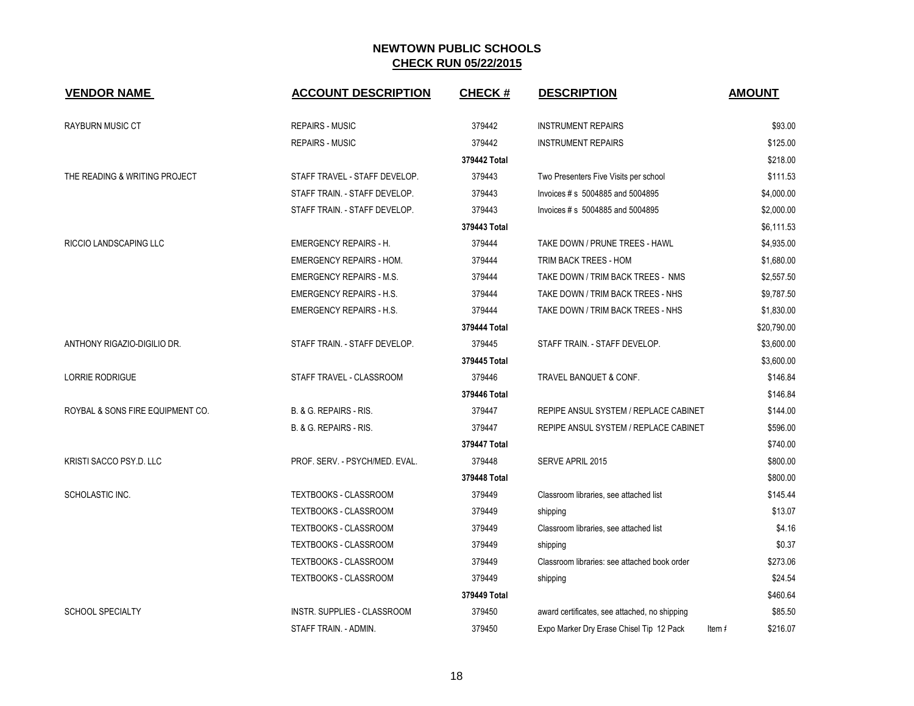# NEWTOWN PUBLIC SCHOOLS

## CHECK RUN 05/22/2015

| VENDOR NAME | ACCOUNT DESCRIPTION | CHECK # | DESCRIPTION | | AMOUNT |
|---|---|---|---|---|---|
| RAYBURN MUSIC CT | REPAIRS - MUSIC | 379442 | INSTRUMENT REPAIRS | | $93.00 |
| | REPAIRS - MUSIC | 379442 | INSTRUMENT REPAIRS | | $125.00 |
| | | 379442 Total | | | $218.00 |
| THE READING & WRITING PROJECT | STAFF TRAVEL - STAFF DEVELOP. | 379443 | Two Presenters Five Visits per school | | $111.53 |
| | STAFF TRAIN. - STAFF DEVELOP. | 379443 | Invoices # s 5004885 and 5004895 | | $4,000.00 |
| | STAFF TRAIN. - STAFF DEVELOP. | 379443 | Invoices # s 5004885 and 5004895 | | $2,000.00 |
| | | 379443 Total | | | $6,111.53 |
| RICCIO LANDSCAPING LLC | EMERGENCY REPAIRS - H. | 379444 | TAKE DOWN / PRUNE TREES - HAWL | | $4,935.00 |
| | EMERGENCY REPAIRS - HOM. | 379444 | TRIM BACK TREES - HOM | | $1,680.00 |
| | EMERGENCY REPAIRS - M.S. | 379444 | TAKE DOWN / TRIM BACK TREES - NMS | | $2,557.50 |
| | EMERGENCY REPAIRS - H.S. | 379444 | TAKE DOWN / TRIM BACK TREES - NHS | | $9,787.50 |
| | EMERGENCY REPAIRS - H.S. | 379444 | TAKE DOWN / TRIM BACK TREES - NHS | | $1,830.00 |
| | | 379444 Total | | | $20,790.00 |
| ANTHONY RIGAZIO-DIGILIO DR. | STAFF TRAIN. - STAFF DEVELOP. | 379445 | STAFF TRAIN. - STAFF DEVELOP. | | $3,600.00 |
| | | 379445 Total | | | $3,600.00 |
| LORRIE RODRIGUE | STAFF TRAVEL - CLASSROOM | 379446 | TRAVEL BANQUET & CONF. | | $146.84 |
| | | 379446 Total | | | $146.84 |
| ROYBAL & SONS FIRE EQUIPMENT CO. | B. & G. REPAIRS - RIS. | 379447 | REPIPE ANSUL SYSTEM / REPLACE CABINET | | $144.00 |
| | B. & G. REPAIRS - RIS. | 379447 | REPIPE ANSUL SYSTEM / REPLACE CABINET | | $596.00 |
| | | 379447 Total | | | $740.00 |
| KRISTI SACCO PSY.D. LLC | PROF. SERV. - PSYCH/MED. EVAL. | 379448 | SERVE APRIL 2015 | | $800.00 |
| | | 379448 Total | | | $800.00 |
| SCHOLASTIC INC. | TEXTBOOKS - CLASSROOM | 379449 | Classroom libraries, see attached list | | $145.44 |
| | TEXTBOOKS - CLASSROOM | 379449 | shipping | | $13.07 |
| | TEXTBOOKS - CLASSROOM | 379449 | Classroom libraries, see attached list | | $4.16 |
| | TEXTBOOKS - CLASSROOM | 379449 | shipping | | $0.37 |
| | TEXTBOOKS - CLASSROOM | 379449 | Classroom libraries: see attached book order | | $273.06 |
| | TEXTBOOKS - CLASSROOM | 379449 | shipping | | $24.54 |
| | | 379449 Total | | | $460.64 |
| SCHOOL SPECIALTY | INSTR. SUPPLIES - CLASSROOM | 379450 | award certificates, see attached, no shipping | | $85.50 |
| | STAFF TRAIN. - ADMIN. | 379450 | Expo Marker Dry Erase Chisel Tip 12 Pack | Item # | $216.07 |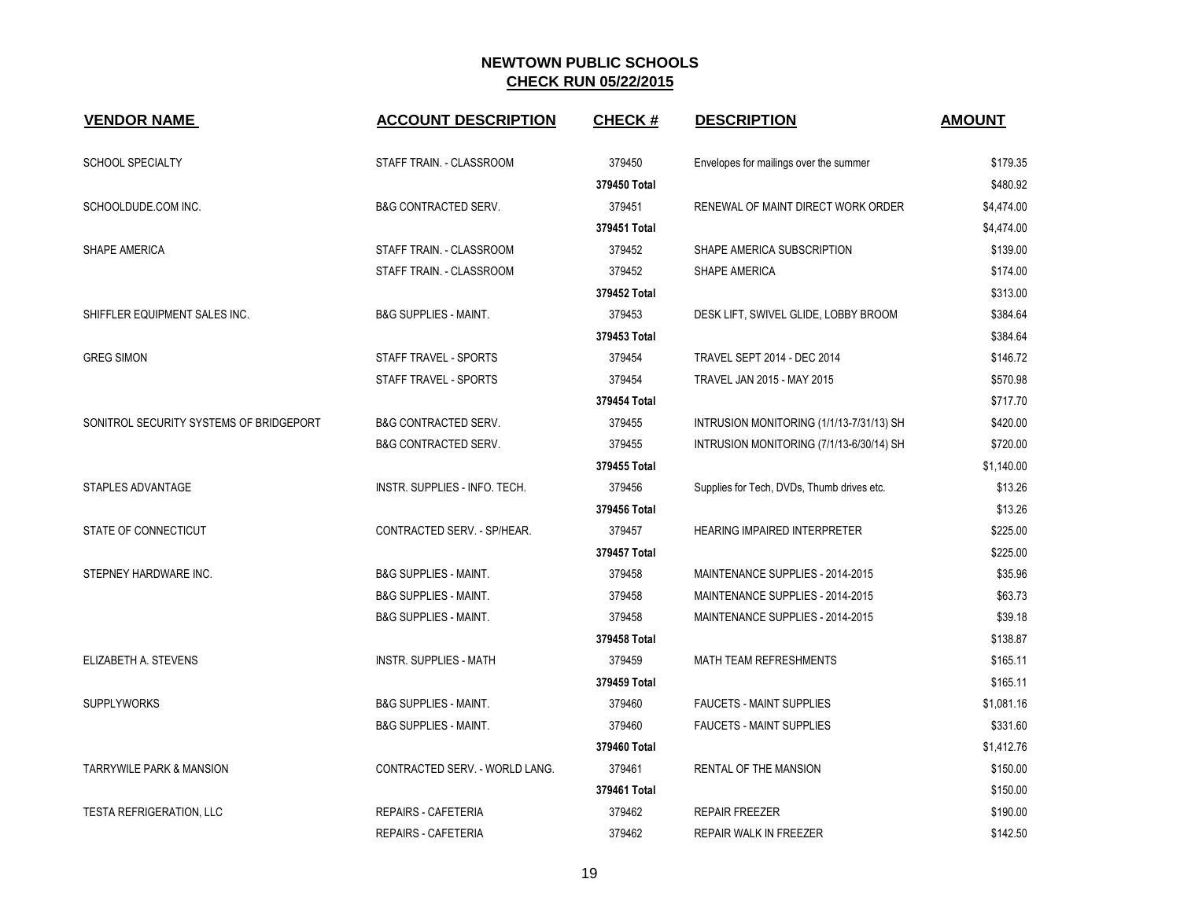## NEWTOWN PUBLIC SCHOOLS
## CHECK RUN 05/22/2015

| VENDOR NAME | ACCOUNT DESCRIPTION | CHECK # | DESCRIPTION | AMOUNT |
|---|---|---|---|---|
| SCHOOL SPECIALTY | STAFF TRAIN. - CLASSROOM | 379450 | Envelopes for mailings over the summer | $179.35 |
| | | **379450 Total** | | $480.92 |
| SCHOOLDUDE.COM INC. | B&G CONTRACTED SERV. | 379451 | RENEWAL OF MAINT DIRECT WORK ORDER | $4,474.00 |
| | | **379451 Total** | | $4,474.00 |
| SHAPE AMERICA | STAFF TRAIN. - CLASSROOM | 379452 | SHAPE AMERICA SUBSCRIPTION | $139.00 |
| | STAFF TRAIN. - CLASSROOM | 379452 | SHAPE AMERICA | $174.00 |
| | | **379452 Total** | | $313.00 |
| SHIFFLER EQUIPMENT SALES INC. | B&G SUPPLIES - MAINT. | 379453 | DESK LIFT, SWIVEL GLIDE, LOBBY BROOM | $384.64 |
| | | **379453 Total** | | $384.64 |
| GREG SIMON | STAFF TRAVEL - SPORTS | 379454 | TRAVEL SEPT 2014 - DEC 2014 | $146.72 |
| | STAFF TRAVEL - SPORTS | 379454 | TRAVEL JAN 2015 - MAY 2015 | $570.98 |
| | | **379454 Total** | | $717.70 |
| SONITROL SECURITY SYSTEMS OF BRIDGEPORT | B&G CONTRACTED SERV. | 379455 | INTRUSION MONITORING (1/1/13-7/31/13) SH | $420.00 |
| | B&G CONTRACTED SERV. | 379455 | INTRUSION MONITORING (7/1/13-6/30/14) SH | $720.00 |
| | | **379455 Total** | | $1,140.00 |
| STAPLES ADVANTAGE | INSTR. SUPPLIES - INFO. TECH. | 379456 | Supplies for Tech, DVDs, Thumb drives etc. | $13.26 |
| | | **379456 Total** | | $13.26 |
| STATE OF CONNECTICUT | CONTRACTED SERV. - SP/HEAR. | 379457 | HEARING IMPAIRED INTERPRETER | $225.00 |
| | | **379457 Total** | | $225.00 |
| STEPNEY HARDWARE INC. | B&G SUPPLIES - MAINT. | 379458 | MAINTENANCE SUPPLIES - 2014-2015 | $35.96 |
| | B&G SUPPLIES - MAINT. | 379458 | MAINTENANCE SUPPLIES - 2014-2015 | $63.73 |
| | B&G SUPPLIES - MAINT. | 379458 | MAINTENANCE SUPPLIES - 2014-2015 | $39.18 |
| | | **379458 Total** | | $138.87 |
| ELIZABETH A. STEVENS | INSTR. SUPPLIES - MATH | 379459 | MATH TEAM REFRESHMENTS | $165.11 |
| | | **379459 Total** | | $165.11 |
| SUPPLYWORKS | B&G SUPPLIES - MAINT. | 379460 | FAUCETS - MAINT SUPPLIES | $1,081.16 |
| | B&G SUPPLIES - MAINT. | 379460 | FAUCETS - MAINT SUPPLIES | $331.60 |
| | | **379460 Total** | | $1,412.76 |
| TARRYWILE PARK & MANSION | CONTRACTED SERV. - WORLD LANG. | 379461 | RENTAL OF THE MANSION | $150.00 |
| | | **379461 Total** | | $150.00 |
| TESTA REFRIGERATION, LLC | REPAIRS - CAFETERIA | 379462 | REPAIR FREEZER | $190.00 |
| | REPAIRS - CAFETERIA | 379462 | REPAIR WALK IN FREEZER | $142.50 |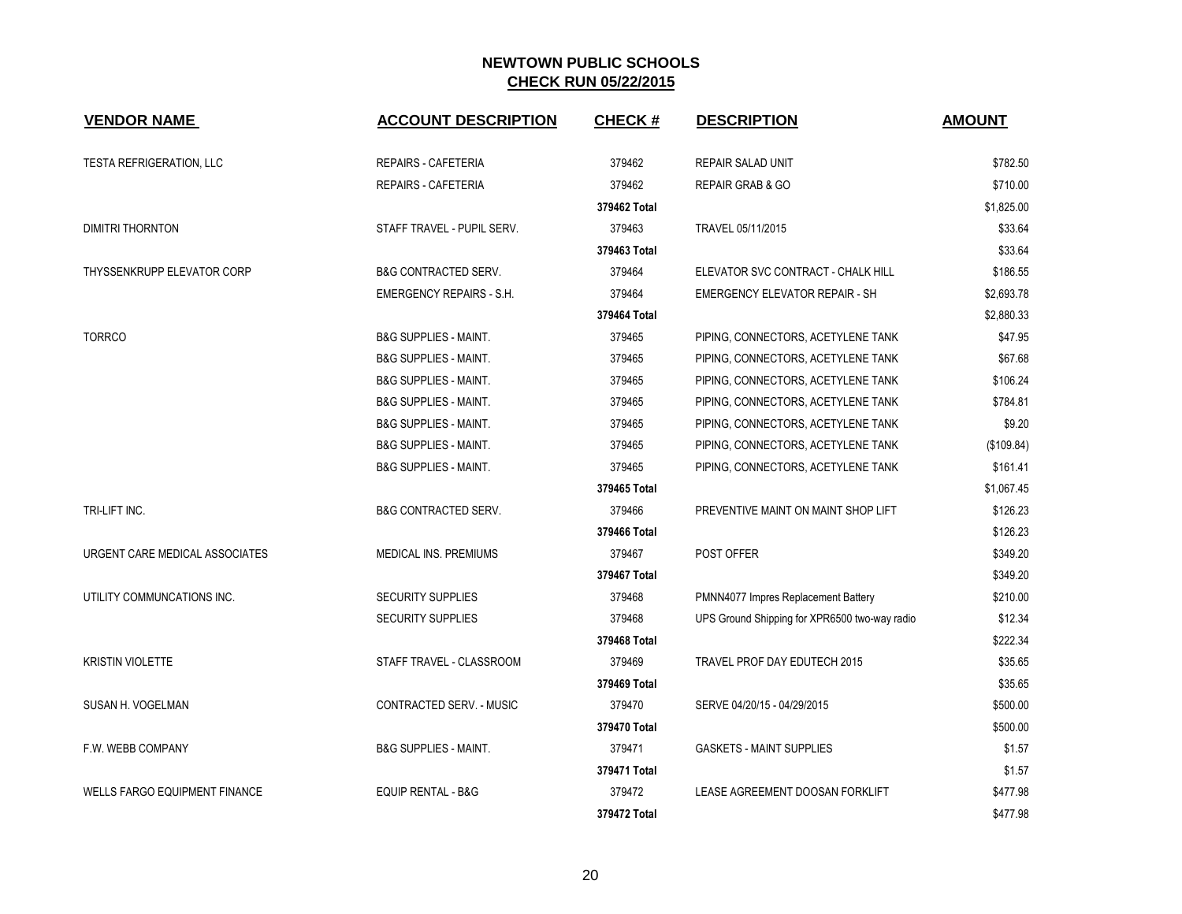## NEWTOWN PUBLIC SCHOOLS
## CHECK RUN 05/22/2015

| VENDOR NAME | ACCOUNT DESCRIPTION | CHECK # | DESCRIPTION | AMOUNT |
|---|---|---|---|---|
| TESTA REFRIGERATION, LLC | REPAIRS - CAFETERIA | 379462 | REPAIR SALAD UNIT | $782.50 |
| | REPAIRS - CAFETERIA | 379462 | REPAIR GRAB & GO | $710.00 |
| | | **379462 Total** | | $1,825.00 |
| DIMITRI THORNTON | STAFF TRAVEL - PUPIL SERV. | 379463 | TRAVEL 05/11/2015 | $33.64 |
| | | **379463 Total** | | $33.64 |
| THYSSENKRUPP ELEVATOR CORP | B&G CONTRACTED SERV. | 379464 | ELEVATOR SVC CONTRACT - CHALK HILL | $186.55 |
| | EMERGENCY REPAIRS - S.H. | 379464 | EMERGENCY ELEVATOR REPAIR - SH | $2,693.78 |
| | | **379464 Total** | | $2,880.33 |
| TORRCO | B&G SUPPLIES - MAINT. | 379465 | PIPING, CONNECTORS, ACETYLENE TANK | $47.95 |
| | B&G SUPPLIES - MAINT. | 379465 | PIPING, CONNECTORS, ACETYLENE TANK | $67.68 |
| | B&G SUPPLIES - MAINT. | 379465 | PIPING, CONNECTORS, ACETYLENE TANK | $106.24 |
| | B&G SUPPLIES - MAINT. | 379465 | PIPING, CONNECTORS, ACETYLENE TANK | $784.81 |
| | B&G SUPPLIES - MAINT. | 379465 | PIPING, CONNECTORS, ACETYLENE TANK | $9.20 |
| | B&G SUPPLIES - MAINT. | 379465 | PIPING, CONNECTORS, ACETYLENE TANK | ($109.84) |
| | B&G SUPPLIES - MAINT. | 379465 | PIPING, CONNECTORS, ACETYLENE TANK | $161.41 |
| | | **379465 Total** | | $1,067.45 |
| TRI-LIFT INC. | B&G CONTRACTED SERV. | 379466 | PREVENTIVE MAINT ON MAINT SHOP LIFT | $126.23 |
| | | **379466 Total** | | $126.23 |
| URGENT CARE MEDICAL ASSOCIATES | MEDICAL INS. PREMIUMS | 379467 | POST OFFER | $349.20 |
| | | **379467 Total** | | $349.20 |
| UTILITY COMMUNCATIONS INC. | SECURITY SUPPLIES | 379468 | PMNN4077 Impres Replacement Battery | $210.00 |
| | SECURITY SUPPLIES | 379468 | UPS Ground Shipping for XPR6500 two-way radio | $12.34 |
| | | **379468 Total** | | $222.34 |
| KRISTIN VIOLETTE | STAFF TRAVEL - CLASSROOM | 379469 | TRAVEL PROF DAY EDUTECH 2015 | $35.65 |
| | | **379469 Total** | | $35.65 |
| SUSAN H. VOGELMAN | CONTRACTED SERV. - MUSIC | 379470 | SERVE 04/20/15 - 04/29/2015 | $500.00 |
| | | **379470 Total** | | $500.00 |
| F.W. WEBB COMPANY | B&G SUPPLIES - MAINT. | 379471 | GASKETS - MAINT SUPPLIES | $1.57 |
| | | **379471 Total** | | $1.57 |
| WELLS FARGO EQUIPMENT FINANCE | EQUIP RENTAL - B&G | 379472 | LEASE AGREEMENT DOOSAN FORKLIFT | $477.98 |
| | | **379472 Total** | | $477.98 |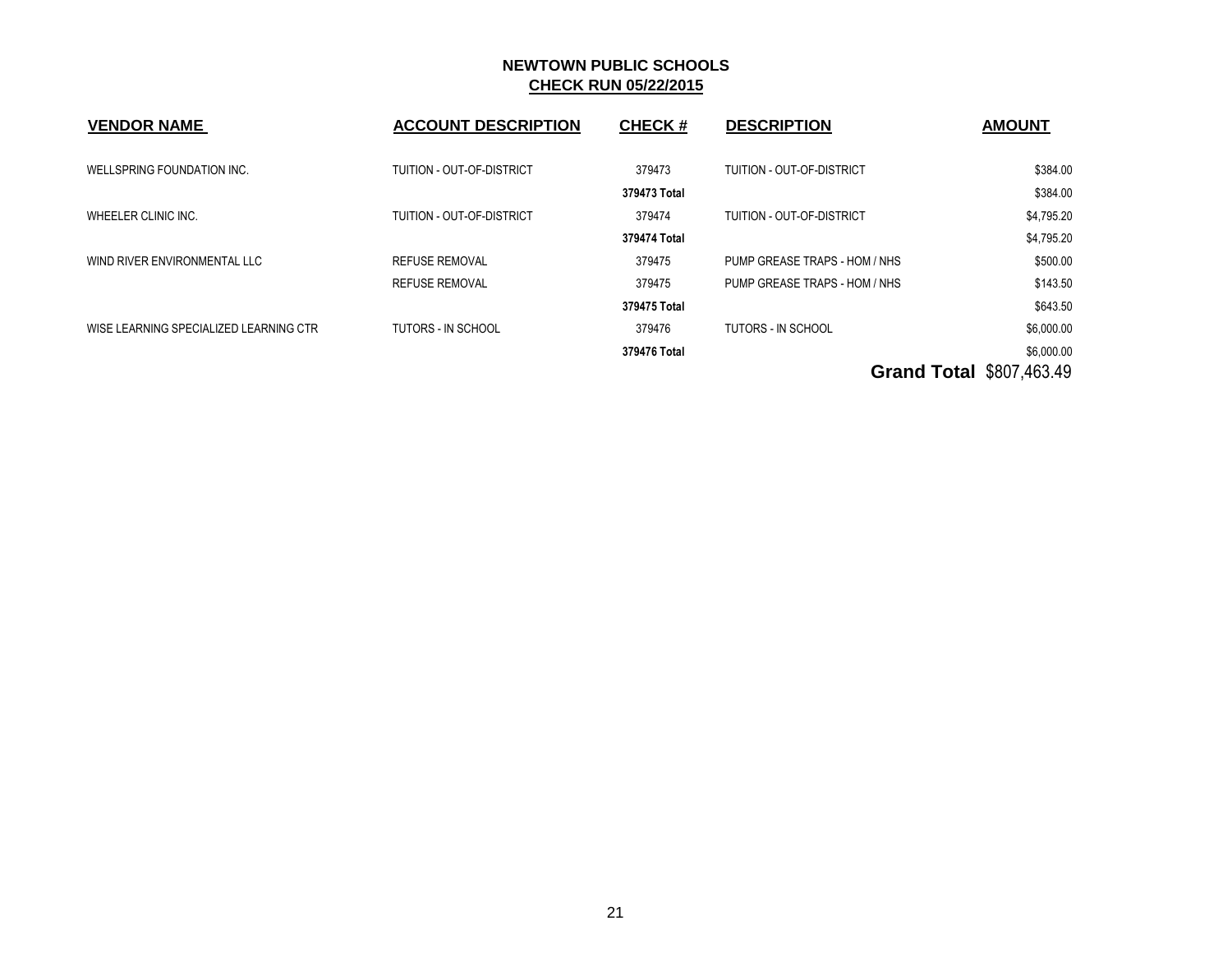## NEWTOWN PUBLIC SCHOOLS
## CHECK RUN 05/22/2015

| VENDOR NAME | ACCOUNT DESCRIPTION | CHECK # | DESCRIPTION | AMOUNT |
|---|---|---|---|---|
| WELLSPRING FOUNDATION INC. | TUITION - OUT-OF-DISTRICT | 379473 | TUITION - OUT-OF-DISTRICT | $384.00 |
| | | **379473 Total** | | $384.00 |
| WHEELER CLINIC INC. | TUITION - OUT-OF-DISTRICT | 379474 | TUITION - OUT-OF-DISTRICT | $4,795.20 |
| | | **379474 Total** | | $4,795.20 |
| WIND RIVER ENVIRONMENTAL LLC | REFUSE REMOVAL | 379475 | PUMP GREASE TRAPS - HOM / NHS | $500.00 |
| | REFUSE REMOVAL | 379475 | PUMP GREASE TRAPS - HOM / NHS | $143.50 |
| | | **379475 Total** | | $643.50 |
| WISE LEARNING SPECIALIZED LEARNING CTR | TUTORS - IN SCHOOL | 379476 | TUTORS - IN SCHOOL | $6,000.00 |
| | | **379476 Total** | | $6,000.00 |
| | | | **Grand Total** | $807,463.49 |